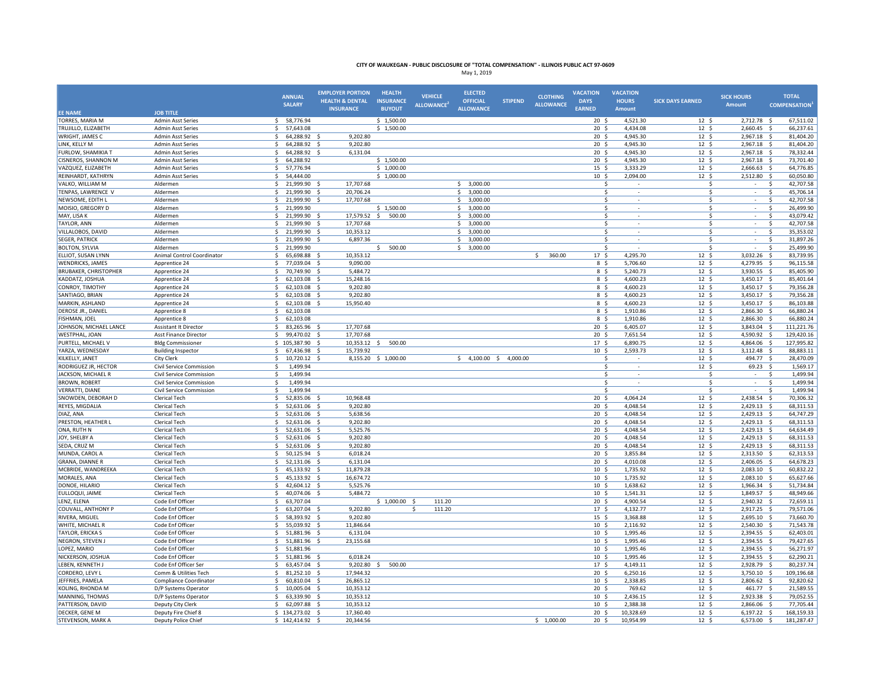# CITY OF WAUKEGAN - PUBLIC DISCLOSURE OF "TOTAL COMPENSATION" - ILLINOIS PUBLIC ACT 97-0609

May 1, 2019

| EE NAME | JOB TITLE | ANNUAL SALARY | EMPLOYER PORTION HEALTH & DENTAL INSURANCE | HEALTH INSURANCE BUYOUT | VEHICLE ALLOWANCE[2] | ELECTED OFFICIAL ALLOWANCE | STIPEND | CLOTHING ALLOWANCE | VACATION DAYS EARNED | VACATION HOURS Amount | SICK DAYS EARNED | SICK HOURS Amount | TOTAL COMPENSATION[1] |
|---|---|---|---|---|---|---|---|---|---|---|---|---|---|
| TORRES, MARIA M | Admin Asst Series | $ 58,776.94 | | $ 1,500.00 | | | | | 20 | $ 4,521.30 | 12 | $ 2,712.78 | $ 67,511.02 |
| TRUJILLO, ELIZABETH | Admin Asst Series | $ 57,643.08 | | $ 1,500.00 | | | | | 20 | $ 4,434.08 | 12 | $ 2,660.45 | $ 66,237.61 |
| WRIGHT, JAMES C | Admin Asst Series | $ 64,288.92 | $ 9,202.80 | | | | | | 20 | $ 4,945.30 | 12 | $ 2,967.18 | $ 81,404.20 |
| LINK, KELLY M | Admin Asst Series | $ 64,288.92 | $ 9,202.80 | | | | | | 20 | $ 4,945.30 | 12 | $ 2,967.18 | $ 81,404.20 |
| FURLOW, SHAMIKIA T | Admin Asst Series | $ 64,288.92 | $ 6,131.04 | | | | | | 20 | $ 4,945.30 | 12 | $ 2,967.18 | $ 78,332.44 |
| CISNEROS, SHANNON M | Admin Asst Series | $ 64,288.92 | | $ 1,500.00 | | | | | 20 | $ 4,945.30 | 12 | $ 2,967.18 | $ 73,701.40 |
| VAZQUEZ, ELIZABETH | Admin Asst Series | $ 57,776.94 | | $ 1,000.00 | | | | | 15 | $ 3,333.29 | 12 | $ 2,666.63 | $ 64,776.85 |
| REINHARDT, KATHRYN | Admin Asst Series | $ 54,444.00 | | $ 1,000.00 | | | | | 10 | $ 2,094.00 | 12 | $ 2,512.80 | $ 60,050.80 |
| VALKO, WILLIAM M | Aldermen | $ 21,999.90 | $ 17,707.68 | | | $ 3,000.00 | | | | $ - | | $ - | $ 42,707.58 |
| TENPAS, LAWRENCE V | Aldermen | $ 21,999.90 | $ 20,706.24 | | | $ 3,000.00 | | | | $ - | | $ - | $ 45,706.14 |
| NEWSOME, EDITH L | Aldermen | $ 21,999.90 | $ 17,707.68 | | | $ 3,000.00 | | | | $ - | | $ - | $ 42,707.58 |
| MOISIO, GREGORY D | Aldermen | $ 21,999.90 | | $ 1,500.00 | | $ 3,000.00 | | | | $ - | | $ - | $ 26,499.90 |
| MAY, LISA K | Aldermen | $ 21,999.90 | $ 17,579.52 | $ 500.00 | | $ 3,000.00 | | | | $ - | | $ - | $ 43,079.42 |
| TAYLOR, ANN | Aldermen | $ 21,999.90 | $ 17,707.68 | | | $ 3,000.00 | | | | $ - | | $ - | $ 42,707.58 |
| VILLALOBOS, DAVID | Aldermen | $ 21,999.90 | $ 10,353.12 | | | $ 3,000.00 | | | | $ - | | $ - | $ 35,353.02 |
| SEGER, PATRICK | Aldermen | $ 21,999.90 | $ 6,897.36 | | | $ 3,000.00 | | | | $ - | | $ - | $ 31,897.26 |
| BOLTON, SYLVIA | Aldermen | $ 21,999.90 | | $ 500.00 | | $ 3,000.00 | | | | $ - | | $ - | $ 25,499.90 |
| ELLIOT, SUSAN LYNN | Animal Control Coordinator | $ 65,698.88 | $ 10,353.12 | | | | | $ 360.00 | 17 | $ 4,295.70 | 12 | $ 3,032.26 | $ 83,739.95 |
| WENDRICKS, JAMES | Apprentice 24 | $ 77,039.04 | $ 9,090.00 | | | | | | 8 | $ 5,706.60 | 12 | $ 4,279.95 | $ 96,115.58 |
| BRUBAKER, CHRISTOPHER | Apprentice 24 | $ 70,749.90 | $ 5,484.72 | | | | | | 8 | $ 5,240.73 | 12 | $ 3,930.55 | $ 85,405.90 |
| KADDATZ, JOSHUA | Apprentice 24 | $ 62,103.08 | $ 15,248.16 | | | | | | 8 | $ 4,600.23 | 12 | $ 3,450.17 | $ 85,401.64 |
| CONROY, TIMOTHY | Apprentice 24 | $ 62,103.08 | $ 9,202.80 | | | | | | 8 | $ 4,600.23 | 12 | $ 3,450.17 | $ 79,356.28 |
| SANTIAGO, BRIAN | Apprentice 24 | $ 62,103.08 | $ 9,202.80 | | | | | | 8 | $ 4,600.23 | 12 | $ 3,450.17 | $ 79,356.28 |
| MARKIN, ASHLAND | Apprentice 24 | $ 62,103.08 | $ 15,950.40 | | | | | | 8 | $ 4,600.23 | 12 | $ 3,450.17 | $ 86,103.88 |
| DEROSE JR., DANIEL | Apprentice 8 | $ 62,103.08 | | | | | | | 8 | $ 1,910.86 | 12 | $ 2,866.30 | $ 66,880.24 |
| FISHMAN, JOEL | Apprentice 8 | $ 62,103.08 | | | | | | | 8 | $ 1,910.86 | 12 | $ 2,866.30 | $ 66,880.24 |
| JOHNSON, MICHAEL LANCE | Assistant It Director | $ 83,265.96 | $ 17,707.68 | | | | | | 20 | $ 6,405.07 | 12 | $ 3,843.04 | $ 111,221.76 |
| WESTPHAL, JOAN | Asst Finance Director | $ 99,470.02 | $ 17,707.68 | | | | | | 20 | $ 7,651.54 | 12 | $ 4,590.92 | $ 129,420.16 |
| PURTELL, MICHAEL V | Bldg Commissioner | $ 105,387.90 | $ 10,353.12 | $ 500.00 | | | | | 17 | $ 6,890.75 | 12 | $ 4,864.06 | $ 127,995.82 |
| YARZA, WEDNESDAY | Building Inspector | $ 67,436.98 | $ 15,739.92 | | | | | | 10 | $ 2,593.73 | 12 | $ 3,112.48 | $ 88,883.11 |
| KILKELLY, JANET | City Clerk | $ 10,720.12 | $ 8,155.20 | $ 1,000.00 | | $ 4,100.00 | $ 4,000.00 | | | $ - | 12 | $ 494.77 | $ 28,470.09 |
| RODRIGUEZ JR, HECTOR | Civil Service Commission | $ 1,499.94 | | | | | | | | $ - | 12 | $ 69.23 | $ 1,569.17 |
| JACKSON, MICHAEL R | Civil Service Commission | $ 1,499.94 | | | | | | | | $ - | | $ - | $ 1,499.94 |
| BROWN, ROBERT | Civil Service Commission | $ 1,499.94 | | | | | | | | $ - | | $ - | $ 1,499.94 |
| VERRATTI, DIANE | Civil Service Commission | $ 1,499.94 | | | | | | | | $ - | | $ - | $ 1,499.94 |
| SNOWDEN, DEBORAH D | Clerical Tech | $ 52,835.06 | $ 10,968.48 | | | | | | 20 | $ 4,064.24 | 12 | $ 2,438.54 | $ 70,306.32 |
| REYES, MIGDALIA | Clerical Tech | $ 52,631.06 | $ 9,202.80 | | | | | | 20 | $ 4,048.54 | 12 | $ 2,429.13 | $ 68,311.53 |
| DIAZ, ANA | Clerical Tech | $ 52,631.06 | $ 5,638.56 | | | | | | 20 | $ 4,048.54 | 12 | $ 2,429.13 | $ 64,747.29 |
| PRESTON, HEATHER L | Clerical Tech | $ 52,631.06 | $ 9,202.80 | | | | | | 20 | $ 4,048.54 | 12 | $ 2,429.13 | $ 68,311.53 |
| ONA, RUTH N | Clerical Tech | $ 52,631.06 | $ 5,525.76 | | | | | | 20 | $ 4,048.54 | 12 | $ 2,429.13 | $ 64,634.49 |
| JOY, SHELBY A | Clerical Tech | $ 52,631.06 | $ 9,202.80 | | | | | | 20 | $ 4,048.54 | 12 | $ 2,429.13 | $ 68,311.53 |
| SEDA, CRUZ M | Clerical Tech | $ 52,631.06 | $ 9,202.80 | | | | | | 20 | $ 4,048.54 | 12 | $ 2,429.13 | $ 68,311.53 |
| MUNDA, CAROL A | Clerical Tech | $ 50,125.94 | $ 6,018.24 | | | | | | 20 | $ 3,855.84 | 12 | $ 2,313.50 | $ 62,313.53 |
| GRANA, DIANNE R | Clerical Tech | $ 52,131.06 | $ 6,131.04 | | | | | | 20 | $ 4,010.08 | 12 | $ 2,406.05 | $ 64,678.23 |
| MCBRIDE, WANDREEKA | Clerical Tech | $ 45,133.92 | $ 11,879.28 | | | | | | 10 | $ 1,735.92 | 12 | $ 2,083.10 | $ 60,832.22 |
| MORALES, ANA | Clerical Tech | $ 45,133.92 | $ 16,674.72 | | | | | | 10 | $ 1,735.92 | 12 | $ 2,083.10 | $ 65,627.66 |
| DONOE, HILARIO | Clerical Tech | $ 42,604.12 | $ 5,525.76 | | | | | | 10 | $ 1,638.62 | 12 | $ 1,966.34 | $ 51,734.84 |
| EULLOQUI, JAIME | Clerical Tech | $ 40,074.06 | $ 5,484.72 | | | | | | 10 | $ 1,541.31 | 12 | $ 1,849.57 | $ 48,949.66 |
| LENZ, ELENA | Code Enf Officer | $ 63,707.04 | | $ 1,000.00 | $ 111.20 | | | | 20 | $ 4,900.54 | 12 | $ 2,940.32 | $ 72,659.11 |
| COUVALL, ANTHONY P | Code Enf Officer | $ 63,207.04 | $ 9,202.80 | | $ 111.20 | | | | 17 | $ 4,132.77 | 12 | $ 2,917.25 | $ 79,571.06 |
| RIVERA, MIGUEL | Code Enf Officer | $ 58,393.92 | $ 9,202.80 | | | | | | 15 | $ 3,368.88 | 12 | $ 2,695.10 | $ 73,660.70 |
| WHITE, MICHAEL R | Code Enf Officer | $ 55,039.92 | $ 11,846.64 | | | | | | 10 | $ 2,116.92 | 12 | $ 2,540.30 | $ 71,543.78 |
| TAYLOR, ERICKA S | Code Enf Officer | $ 51,881.96 | $ 6,131.04 | | | | | | 10 | $ 1,995.46 | 12 | $ 2,394.55 | $ 62,403.01 |
| NEGRON, STEVEN J | Code Enf Officer | $ 51,881.96 | $ 23,155.68 | | | | | | 10 | $ 1,995.46 | 12 | $ 2,394.55 | $ 79,427.65 |
| LOPEZ, MARIO | Code Enf Officer | $ 51,881.96 | | | | | | | 10 | $ 1,995.46 | 12 | $ 2,394.55 | $ 56,271.97 |
| NICKERSON, JOSHUA | Code Enf Officer | $ 51,881.96 | $ 6,018.24 | | | | | | 10 | $ 1,995.46 | 12 | $ 2,394.55 | $ 62,290.21 |
| LEBEN, KENNETH J | Code Enf Officer Ser | $ 63,457.04 | $ 9,202.80 | $ 500.00 | | | | | 17 | $ 4,149.11 | 12 | $ 2,928.79 | $ 80,237.74 |
| CORDERO, LEVY L | Comm & Utilities Tech | $ 81,252.10 | $ 17,944.32 | | | | | | 20 | $ 6,250.16 | 12 | $ 3,750.10 | $ 109,196.68 |
| JEFFRIES, PAMELA | Compliance Coordinator | $ 60,810.04 | $ 26,865.12 | | | | | | 10 | $ 2,338.85 | 12 | $ 2,806.62 | $ 92,820.62 |
| KOLING, RHONDA M | D/P Systems Operator | $ 10,005.04 | $ 10,353.12 | | | | | | 20 | $ 769.62 | 12 | $ 461.77 | $ 21,589.55 |
| MANNING, THOMAS | D/P Systems Operator | $ 63,339.90 | $ 10,353.12 | | | | | | 10 | $ 2,436.15 | 12 | $ 2,923.38 | $ 79,052.55 |
| PATTERSON, DAVID | Deputy City Clerk | $ 62,097.88 | $ 10,353.12 | | | | | | 10 | $ 2,388.38 | 12 | $ 2,866.06 | $ 77,705.44 |
| DECKER, GENE M | Deputy Fire Chief 8 | $ 134,273.02 | $ 17,360.40 | | | | | | 20 | $ 10,328.69 | 12 | $ 6,197.22 | $ 168,159.33 |
| STEVENSON, MARK A | Deputy Police Chief | $ 142,414.92 | $ 20,344.56 | | | | | $ 1,000.00 | 20 | $ 10,954.99 | 12 | $ 6,573.00 | $ 181,287.47 |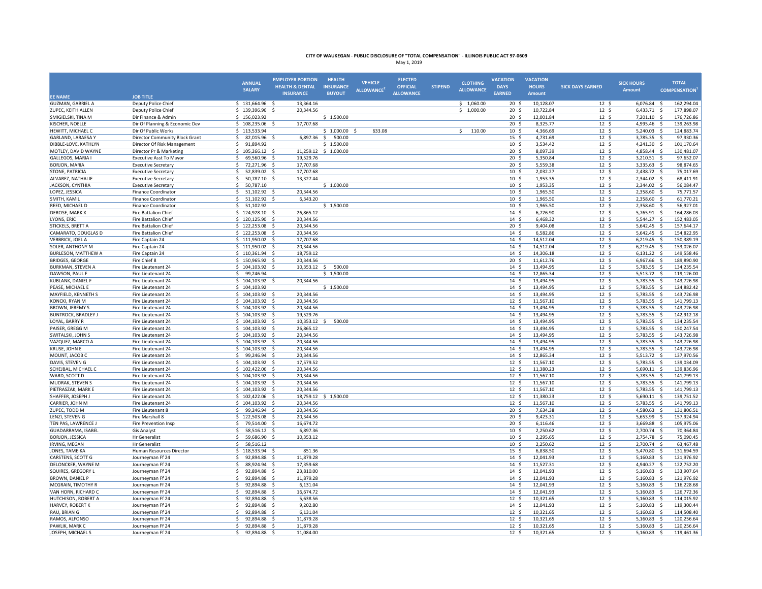# CITY OF WAUKEGAN - PUBLIC DISCLOSURE OF "TOTAL COMPENSATION" - ILLINOIS PUBLIC ACT 97-0609

May 1, 2019

| EE NAME | JOB TITLE | ANNUAL SALARY | EMPLOYER PORTION HEALTH & DENTAL INSURANCE | HEALTH INSURANCE BUYOUT | VEHICLE ALLOWANCE[2] | ELECTED OFFICIAL ALLOWANCE | STIPEND | CLOTHING ALLOWANCE | VACATION DAYS EARNED | VACATION HOURS Amount | SICK DAYS EARNED | SICK HOURS Amount | TOTAL COMPENSATION[1] |
|---|---|---|---|---|---|---|---|---|---|---|---|---|---|
| GUZMAN, GABRIEL A | Deputy Police Chief | $ 131,664.96 | $ 13,364.16 | | | | | $ 1,060.00 | 20 | $ 10,128.07 | 12 | $ 6,076.84 | $ 162,294.04 |
| ZUPEC, KEITH ALLEN | Deputy Police Chief | $ 139,396.96 | $ 20,344.56 | | | | | $ 1,000.00 | 20 | $ 10,722.84 | 12 | $ 6,433.71 | $ 177,898.07 |
| SMIGIELSKI, TINA M | Dir Finance & Admin | $ 156,023.92 | | $ 1,500.00 | | | | | 20 | $ 12,001.84 | 12 | $ 7,201.10 | $ 176,726.86 |
| KISCHER, NOELLE | Dir Of Planning & Economic Dev | $ 108,235.06 | $ 17,707.68 | | | | | | 20 | $ 8,325.77 | 12 | $ 4,995.46 | $ 139,263.98 |
| HEWITT, MICHAEL C | Dir Of Public Works | $ 113,533.94 | | $ 1,000.00 | $ 633.08 | | | $ 110.00 | 10 | $ 4,366.69 | 12 | $ 5,240.03 | $ 124,883.74 |
| GARLAND, LARAESA Y | Director Community Block Grant | $ 82,015.96 | $ 6,897.36 | $ 500.00 | | | | | 15 | $ 4,731.69 | 12 | $ 3,785.35 | $ 97,930.36 |
| DIBBLE-LOVE, KATHLYN | Director Of Risk Management | $ 91,894.92 | | $ 1,500.00 | | | | | 10 | $ 3,534.42 | 12 | $ 4,241.30 | $ 101,170.64 |
| MOTLEY, DAVID WAYNE | Director Pr & Marketing | $ 105,266.12 | $ 11,259.12 | $ 1,000.00 | | | | | 20 | $ 8,097.39 | 12 | $ 4,858.44 | $ 130,481.07 |
| GALLEGOS, MARIA I | Executive Asst To Mayor | $ 69,560.96 | $ 19,529.76 | | | | | | 20 | $ 5,350.84 | 12 | $ 3,210.51 | $ 97,652.07 |
| BORJON, MARIA | Executive Secretary | $ 72,271.96 | $ 17,707.68 | | | | | | 20 | $ 5,559.38 | 12 | $ 3,335.63 | $ 98,874.65 |
| STONE, PATRICIA | Executive Secretary | $ 52,839.02 | $ 17,707.68 | | | | | | 10 | $ 2,032.27 | 12 | $ 2,438.72 | $ 75,017.69 |
| ALVAREZ, NATHALIE | Executive Secretary | $ 50,787.10 | $ 13,327.44 | | | | | | 10 | $ 1,953.35 | 12 | $ 2,344.02 | $ 68,411.91 |
| JACKSON, CYNTHIA | Executive Secretary | $ 50,787.10 | | $ 1,000.00 | | | | | 10 | $ 1,953.35 | 12 | $ 2,344.02 | $ 56,084.47 |
| LOPEZ, JESSICA | Finance Coordinator | $ 51,102.92 | $ 20,344.56 | | | | | | 10 | $ 1,965.50 | 12 | $ 2,358.60 | $ 75,771.57 |
| SMITH, KAMIL | Finance Coordinator | $ 51,102.92 | $ 6,343.20 | | | | | | 10 | $ 1,965.50 | 12 | $ 2,358.60 | $ 61,770.21 |
| REED, MICHAEL D | Finance Coordinator | $ 51,102.92 | | $ 1,500.00 | | | | | 10 | $ 1,965.50 | 12 | $ 2,358.60 | $ 56,927.01 |
| DEROSE, MARK X | Fire Battalion Chief | $ 124,928.10 | $ 26,865.12 | | | | | | 14 | $ 6,726.90 | 12 | $ 5,765.91 | $ 164,286.03 |
| LYONS, ERIC | Fire Battalion Chief | $ 120,125.90 | $ 20,344.56 | | | | | | 14 | $ 6,468.32 | 12 | $ 5,544.27 | $ 152,483.05 |
| STICKELS, BRETT A | Fire Battalion Chief | $ 122,253.08 | $ 20,344.56 | | | | | | 20 | $ 9,404.08 | 12 | $ 5,642.45 | $ 157,644.17 |
| CAMARATO, DOUGLAS D | Fire Battalion Chief | $ 122,253.08 | $ 20,344.56 | | | | | | 14 | $ 6,582.86 | 12 | $ 5,642.45 | $ 154,822.95 |
| VERBRICK, JOEL A | Fire Captain 24 | $ 111,950.02 | $ 17,707.68 | | | | | | 14 | $ 14,512.04 | 12 | $ 6,219.45 | $ 150,389.19 |
| SOLER, ANTHONY M | Fire Captain 24 | $ 111,950.02 | $ 20,344.56 | | | | | | 14 | $ 14,512.04 | 12 | $ 6,219.45 | $ 153,026.07 |
| BURLESON, MATTHEW A | Fire Captain 24 | $ 110,361.94 | $ 18,759.12 | | | | | | 14 | $ 14,306.18 | 12 | $ 6,131.22 | $ 149,558.46 |
| BRIDGES, GEORGE | Fire Chief 8 | $ 150,965.92 | $ 20,344.56 | | | | | | 20 | $ 11,612.76 | 12 | $ 6,967.66 | $ 189,890.90 |
| BURKMAN, STEVEN A | Fire Lieutenant 24 | $ 104,103.92 | $ 10,353.12 | $ 500.00 | | | | | 14 | $ 13,494.95 | 12 | $ 5,783.55 | $ 134,235.54 |
| DAWSON, PAUL F | Fire Lieutenant 24 | $ 99,246.94 | | $ 1,500.00 | | | | | 14 | $ 12,865.34 | 12 | $ 5,513.72 | $ 119,126.00 |
| KUBLANK, DANIEL F | Fire Lieutenant 24 | $ 104,103.92 | $ 20,344.56 | | | | | | 14 | $ 13,494.95 | 12 | $ 5,783.55 | $ 143,726.98 |
| PEASE, MICHAEL E | Fire Lieutenant 24 | $ 104,103.92 | | $ 1,500.00 | | | | | 14 | $ 13,494.95 | 12 | $ 5,783.55 | $ 124,882.42 |
| MAYFIELD, KENNETH S | Fire Lieutenant 24 | $ 104,103.92 | $ 20,344.56 | | | | | | 14 | $ 13,494.95 | 12 | $ 5,783.55 | $ 143,726.98 |
| KONCKI, RYAN M | Fire Lieutenant 24 | $ 104,103.92 | $ 20,344.56 | | | | | | 12 | $ 11,567.10 | 12 | $ 5,783.55 | $ 141,799.13 |
| BROWN, JEREMY S | Fire Lieutenant 24 | $ 104,103.92 | $ 20,344.56 | | | | | | 14 | $ 13,494.95 | 12 | $ 5,783.55 | $ 143,726.98 |
| BUNTROCK, BRADLEY J | Fire Lieutenant 24 | $ 104,103.92 | $ 19,529.76 | | | | | | 14 | $ 13,494.95 | 12 | $ 5,783.55 | $ 142,912.18 |
| LOYAL, BARRY R | Fire Lieutenant 24 | $ 104,103.92 | $ 10,353.12 | $ 500.00 | | | | | 14 | $ 13,494.95 | 12 | $ 5,783.55 | $ 134,235.54 |
| PAISER, GREGG M | Fire Lieutenant 24 | $ 104,103.92 | $ 26,865.12 | | | | | | 14 | $ 13,494.95 | 12 | $ 5,783.55 | $ 150,247.54 |
| SWITALSKI, JOHN S | Fire Lieutenant 24 | $ 104,103.92 | $ 20,344.56 | | | | | | 14 | $ 13,494.95 | 12 | $ 5,783.55 | $ 143,726.98 |
| VAZQUEZ, MARCO A | Fire Lieutenant 24 | $ 104,103.92 | $ 20,344.56 | | | | | | 14 | $ 13,494.95 | 12 | $ 5,783.55 | $ 143,726.98 |
| KRUSE, JOHN E | Fire Lieutenant 24 | $ 104,103.92 | $ 20,344.56 | | | | | | 14 | $ 13,494.95 | 12 | $ 5,783.55 | $ 143,726.98 |
| MOUNT, JACOB C | Fire Lieutenant 24 | $ 99,246.94 | $ 20,344.56 | | | | | | 14 | $ 12,865.34 | 12 | $ 5,513.72 | $ 137,970.56 |
| DAVIS, STEVEN G | Fire Lieutenant 24 | $ 104,103.92 | $ 17,579.52 | | | | | | 12 | $ 11,567.10 | 12 | $ 5,783.55 | $ 139,034.09 |
| SCHEJBAL, MICHAEL C | Fire Lieutenant 24 | $ 102,422.06 | $ 20,344.56 | | | | | | 12 | $ 11,380.23 | 12 | $ 5,690.11 | $ 139,836.96 |
| WARD, SCOTT D | Fire Lieutenant 24 | $ 104,103.92 | $ 20,344.56 | | | | | | 12 | $ 11,567.10 | 12 | $ 5,783.55 | $ 141,799.13 |
| MUDRAK, STEVEN S | Fire Lieutenant 24 | $ 104,103.92 | $ 20,344.56 | | | | | | 12 | $ 11,567.10 | 12 | $ 5,783.55 | $ 141,799.13 |
| PIETRASZAK, MARK E | Fire Lieutenant 24 | $ 104,103.92 | $ 20,344.56 | | | | | | 12 | $ 11,567.10 | 12 | $ 5,783.55 | $ 141,799.13 |
| SHAFFER, JOSEPH J | Fire Lieutenant 24 | $ 102,422.06 | $ 18,759.12 | $ 1,500.00 | | | | | 12 | $ 11,380.23 | 12 | $ 5,690.11 | $ 139,751.52 |
| CARRIER, JOHN M | Fire Lieutenant 24 | $ 104,103.92 | $ 20,344.56 | | | | | | 12 | $ 11,567.10 | 12 | $ 5,783.55 | $ 141,799.13 |
| ZUPEC, TODD M | Fire Lieutenant 8 | $ 99,246.94 | $ 20,344.56 | | | | | | 20 | $ 7,634.38 | 12 | $ 4,580.63 | $ 131,806.51 |
| LENZI, STEVEN G | Fire Marshall 8 | $ 122,503.08 | $ 20,344.56 | | | | | | 20 | $ 9,423.31 | 12 | $ 5,653.99 | $ 157,924.94 |
| TEN PAS, LAWRENCE J | Fire Prevention Insp | $ 79,514.00 | $ 16,674.72 | | | | | | 20 | $ 6,116.46 | 12 | $ 3,669.88 | $ 105,975.06 |
| GUADARRAMA, ISABEL | Gis Analyst | $ 58,516.12 | $ 6,897.36 | | | | | | 10 | $ 2,250.62 | 12 | $ 2,700.74 | $ 70,364.84 |
| BORJON, JESSICA | Hr Generalist | $ 59,686.90 | $ 10,353.12 | | | | | | 10 | $ 2,295.65 | 12 | $ 2,754.78 | $ 75,090.45 |
| IRVING, MEGAN | Hr Generalist | $ 58,516.12 | | | | | | | 10 | $ 2,250.62 | 12 | $ 2,700.74 | $ 63,467.48 |
| JONES, TAMEIKA | Human Resources Director | $ 118,533.94 | $ 851.36 | | | | | | 15 | $ 6,838.50 | 12 | $ 5,470.80 | $ 131,694.59 |
| CARSTENS, SCOTT G | Journeyman Ff 24 | $ 92,894.88 | $ 11,879.28 | | | | | | 14 | $ 12,041.93 | 12 | $ 5,160.83 | $ 121,976.92 |
| DELONCKER, WAYNE M | Journeyman Ff 24 | $ 88,924.94 | $ 17,359.68 | | | | | | 14 | $ 11,527.31 | 12 | $ 4,940.27 | $ 122,752.20 |
| SQUIRES, GREGORY L | Journeyman Ff 24 | $ 92,894.88 | $ 23,810.00 | | | | | | 14 | $ 12,041.93 | 12 | $ 5,160.83 | $ 133,907.64 |
| BROWN, DANIEL P | Journeyman Ff 24 | $ 92,894.88 | $ 11,879.28 | | | | | | 14 | $ 12,041.93 | 12 | $ 5,160.83 | $ 121,976.92 |
| MCGRAIN, TIMOTHY R | Journeyman Ff 24 | $ 92,894.88 | $ 6,131.04 | | | | | | 14 | $ 12,041.93 | 12 | $ 5,160.83 | $ 116,228.68 |
| VAN HORN, RICHARD C | Journeyman Ff 24 | $ 92,894.88 | $ 16,674.72 | | | | | | 14 | $ 12,041.93 | 12 | $ 5,160.83 | $ 126,772.36 |
| HUTCHISON, ROBERT A | Journeyman Ff 24 | $ 92,894.88 | $ 5,638.56 | | | | | | 12 | $ 10,321.65 | 12 | $ 5,160.83 | $ 114,015.92 |
| HARVEY, ROBERT K | Journeyman Ff 24 | $ 92,894.88 | $ 9,202.80 | | | | | | 14 | $ 12,041.93 | 12 | $ 5,160.83 | $ 119,300.44 |
| RAU, BRIAN G | Journeyman Ff 24 | $ 92,894.88 | $ 6,131.04 | | | | | | 12 | $ 10,321.65 | 12 | $ 5,160.83 | $ 114,508.40 |
| RAMOS, ALFONSO | Journeyman Ff 24 | $ 92,894.88 | $ 11,879.28 | | | | | | 12 | $ 10,321.65 | 12 | $ 5,160.83 | $ 120,256.64 |
| PAWLIK, MARK C | Journeyman Ff 24 | $ 92,894.88 | $ 11,879.28 | | | | | | 12 | $ 10,321.65 | 12 | $ 5,160.83 | $ 120,256.64 |
| JOSEPH, MICHAEL S | Journeyman Ff 24 | $ 92,894.88 | $ 11,084.00 | | | | | | 12 | $ 10,321.65 | 12 | $ 5,160.83 | $ 119,461.36 |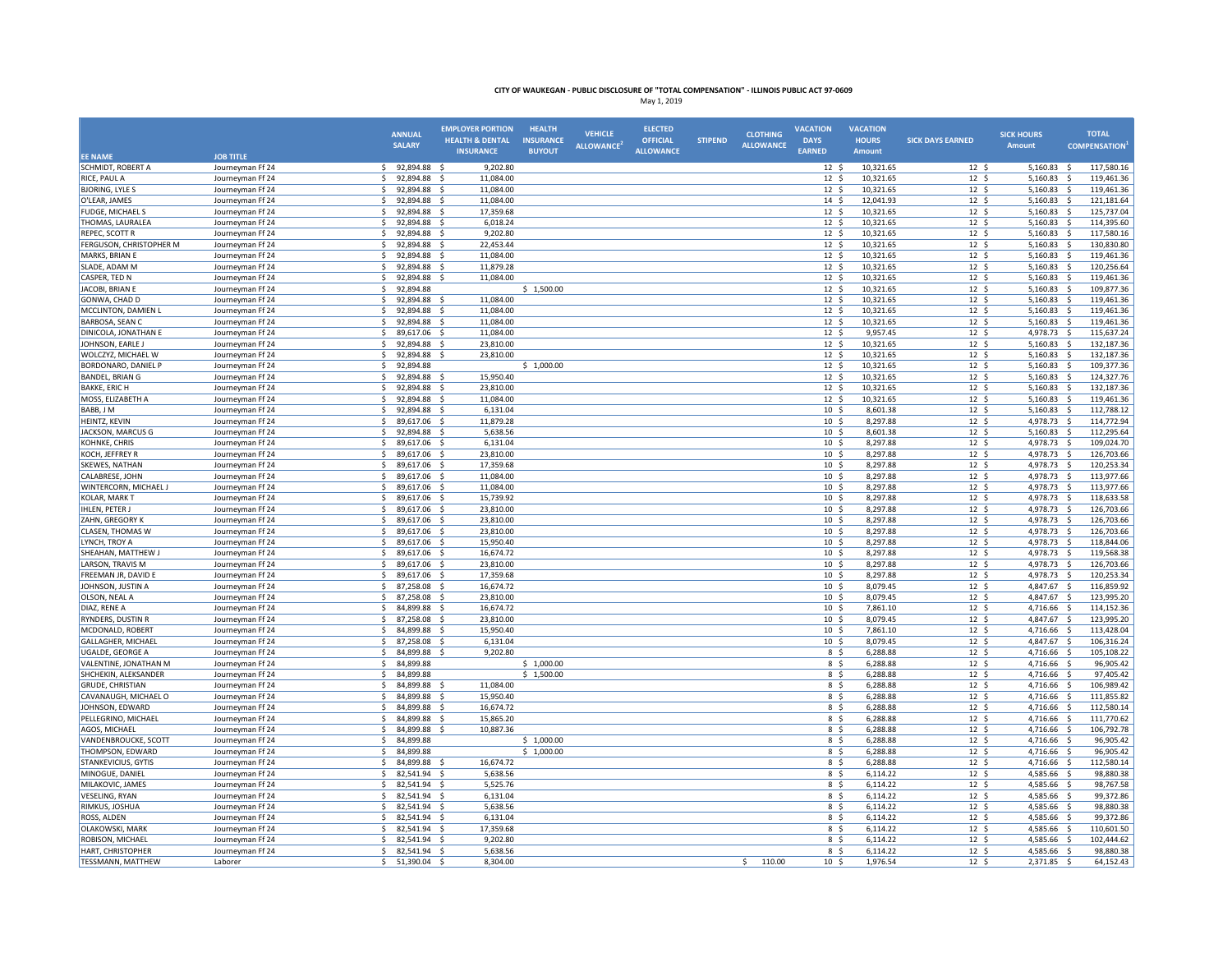**CITY OF WAUKEGAN - PUBLIC DISCLOSURE OF "TOTAL COMPENSATION" - ILLINOIS PUBLIC ACT 97-0609**

May 1, 2019

| EE NAME | JOB TITLE | ANNUAL SALARY | EMPLOYER PORTION HEALTH & DENTAL INSURANCE | HEALTH INSURANCE BUYOUT | VEHICLE ALLOWANCE[2] | ELECTED OFFICIAL ALLOWANCE | STIPEND | CLOTHING ALLOWANCE | VACATION DAYS EARNED | VACATION HOURS Amount | SICK DAYS EARNED | SICK HOURS Amount | TOTAL COMPENSATION[1] |
|---|---|---|---|---|---|---|---|---|---|---|---|---|---|
| SCHMIDT, ROBERT A | Journeyman Ff 24 | $ 92,894.88 | $ 9,202.80 | | | | | | 12 | $ 10,321.65 | 12 | $ 5,160.83 | $ 117,580.16 |
| RICE, PAUL A | Journeyman Ff 24 | $ 92,894.88 | $ 11,084.00 | | | | | | 12 | $ 10,321.65 | 12 | $ 5,160.83 | $ 119,461.36 |
| BJORING, LYLE S | Journeyman Ff 24 | $ 92,894.88 | $ 11,084.00 | | | | | | 12 | $ 10,321.65 | 12 | $ 5,160.83 | $ 119,461.36 |
| O'LEAR, JAMES | Journeyman Ff 24 | $ 92,894.88 | $ 11,084.00 | | | | | | 14 | $ 12,041.93 | 12 | $ 5,160.83 | $ 121,181.64 |
| FUDGE, MICHAEL S | Journeyman Ff 24 | $ 92,894.88 | $ 17,359.68 | | | | | | 12 | $ 10,321.65 | 12 | $ 5,160.83 | $ 125,737.04 |
| THOMAS, LAURALEA | Journeyman Ff 24 | $ 92,894.88 | $ 6,018.24 | | | | | | 12 | $ 10,321.65 | 12 | $ 5,160.83 | $ 114,395.60 |
| REPEC, SCOTT R | Journeyman Ff 24 | $ 92,894.88 | $ 9,202.80 | | | | | | 12 | $ 10,321.65 | 12 | $ 5,160.83 | $ 117,580.16 |
| FERGUSON, CHRISTOPHER M | Journeyman Ff 24 | $ 92,894.88 | $ 22,453.44 | | | | | | 12 | $ 10,321.65 | 12 | $ 5,160.83 | $ 130,830.80 |
| MARKS, BRIAN E | Journeyman Ff 24 | $ 92,894.88 | $ 11,084.00 | | | | | | 12 | $ 10,321.65 | 12 | $ 5,160.83 | $ 119,461.36 |
| SLADE, ADAM M | Journeyman Ff 24 | $ 92,894.88 | $ 11,879.28 | | | | | | 12 | $ 10,321.65 | 12 | $ 5,160.83 | $ 120,256.64 |
| CASPER, TED N | Journeyman Ff 24 | $ 92,894.88 | $ 11,084.00 | | | | | | 12 | $ 10,321.65 | 12 | $ 5,160.83 | $ 119,461.36 |
| JACOBI, BRIAN E | Journeyman Ff 24 | $ 92,894.88 | | $ 1,500.00 | | | | | 12 | $ 10,321.65 | 12 | $ 5,160.83 | $ 109,877.36 |
| GONWA, CHAD D | Journeyman Ff 24 | $ 92,894.88 | $ 11,084.00 | | | | | | 12 | $ 10,321.65 | 12 | $ 5,160.83 | $ 119,461.36 |
| MCCLINTON, DAMIEN L | Journeyman Ff 24 | $ 92,894.88 | $ 11,084.00 | | | | | | 12 | $ 10,321.65 | 12 | $ 5,160.83 | $ 119,461.36 |
| BARBOSA, SEAN C | Journeyman Ff 24 | $ 92,894.88 | $ 11,084.00 | | | | | | 12 | $ 10,321.65 | 12 | $ 5,160.83 | $ 119,461.36 |
| DINICOLA, JONATHAN E | Journeyman Ff 24 | $ 89,617.06 | $ 11,084.00 | | | | | | 12 | $ 9,957.45 | 12 | $ 4,978.73 | $ 115,637.24 |
| JOHNSON, EARLE J | Journeyman Ff 24 | $ 92,894.88 | $ 23,810.00 | | | | | | 12 | $ 10,321.65 | 12 | $ 5,160.83 | $ 132,187.36 |
| WOLCZYZ, MICHAEL W | Journeyman Ff 24 | $ 92,894.88 | $ 23,810.00 | | | | | | 12 | $ 10,321.65 | 12 | $ 5,160.83 | $ 132,187.36 |
| BORDONARO, DANIEL P | Journeyman Ff 24 | $ 92,894.88 | | $ 1,000.00 | | | | | 12 | $ 10,321.65 | 12 | $ 5,160.83 | $ 109,377.36 |
| BANDEL, BRIAN G | Journeyman Ff 24 | $ 92,894.88 | $ 15,950.40 | | | | | | 12 | $ 10,321.65 | 12 | $ 5,160.83 | $ 124,327.76 |
| BAKKE, ERIC H | Journeyman Ff 24 | $ 92,894.88 | $ 23,810.00 | | | | | | 12 | $ 10,321.65 | 12 | $ 5,160.83 | $ 132,187.36 |
| MOSS, ELIZABETH A | Journeyman Ff 24 | $ 92,894.88 | $ 11,084.00 | | | | | | 12 | $ 10,321.65 | 12 | $ 5,160.83 | $ 119,461.36 |
| BABB, J M | Journeyman Ff 24 | $ 92,894.88 | $ 6,131.04 | | | | | | 10 | $ 8,601.38 | 12 | $ 5,160.83 | $ 112,788.12 |
| HEINTZ, KEVIN | Journeyman Ff 24 | $ 89,617.06 | $ 11,879.28 | | | | | | 10 | $ 8,297.88 | 12 | $ 4,978.73 | $ 114,772.94 |
| JACKSON, MARCUS G | Journeyman Ff 24 | $ 92,894.88 | $ 5,638.56 | | | | | | 10 | $ 8,601.38 | 12 | $ 5,160.83 | $ 112,295.64 |
| KOHNKE, CHRIS | Journeyman Ff 24 | $ 89,617.06 | $ 6,131.04 | | | | | | 10 | $ 8,297.88 | 12 | $ 4,978.73 | $ 109,024.70 |
| KOCH, JEFFREY R | Journeyman Ff 24 | $ 89,617.06 | $ 23,810.00 | | | | | | 10 | $ 8,297.88 | 12 | $ 4,978.73 | $ 126,703.66 |
| SKEWES, NATHAN | Journeyman Ff 24 | $ 89,617.06 | $ 17,359.68 | | | | | | 10 | $ 8,297.88 | 12 | $ 4,978.73 | $ 120,253.34 |
| CALABRESE, JOHN | Journeyman Ff 24 | $ 89,617.06 | $ 11,084.00 | | | | | | 10 | $ 8,297.88 | 12 | $ 4,978.73 | $ 113,977.66 |
| WINTERCORN, MICHAEL J | Journeyman Ff 24 | $ 89,617.06 | $ 11,084.00 | | | | | | 10 | $ 8,297.88 | 12 | $ 4,978.73 | $ 113,977.66 |
| KOLAR, MARK T | Journeyman Ff 24 | $ 89,617.06 | $ 15,739.92 | | | | | | 10 | $ 8,297.88 | 12 | $ 4,978.73 | $ 118,633.58 |
| IHLEN, PETER J | Journeyman Ff 24 | $ 89,617.06 | $ 23,810.00 | | | | | | 10 | $ 8,297.88 | 12 | $ 4,978.73 | $ 126,703.66 |
| ZAHN, GREGORY K | Journeyman Ff 24 | $ 89,617.06 | $ 23,810.00 | | | | | | 10 | $ 8,297.88 | 12 | $ 4,978.73 | $ 126,703.66 |
| CLASEN, THOMAS W | Journeyman Ff 24 | $ 89,617.06 | $ 23,810.00 | | | | | | 10 | $ 8,297.88 | 12 | $ 4,978.73 | $ 126,703.66 |
| LYNCH, TROY A | Journeyman Ff 24 | $ 89,617.06 | $ 15,950.40 | | | | | | 10 | $ 8,297.88 | 12 | $ 4,978.73 | $ 118,844.06 |
| SHEAHAN, MATTHEW J | Journeyman Ff 24 | $ 89,617.06 | $ 16,674.72 | | | | | | 10 | $ 8,297.88 | 12 | $ 4,978.73 | $ 119,568.38 |
| LARSON, TRAVIS M | Journeyman Ff 24 | $ 89,617.06 | $ 23,810.00 | | | | | | 10 | $ 8,297.88 | 12 | $ 4,978.73 | $ 126,703.66 |
| FREEMAN JR, DAVID E | Journeyman Ff 24 | $ 89,617.06 | $ 17,359.68 | | | | | | 10 | $ 8,297.88 | 12 | $ 4,978.73 | $ 120,253.34 |
| JOHNSON, JUSTIN A | Journeyman Ff 24 | $ 87,258.08 | $ 16,674.72 | | | | | | 10 | $ 8,079.45 | 12 | $ 4,847.67 | $ 116,859.92 |
| OLSON, NEAL A | Journeyman Ff 24 | $ 87,258.08 | $ 23,810.00 | | | | | | 10 | $ 8,079.45 | 12 | $ 4,847.67 | $ 123,995.20 |
| DIAZ, RENE A | Journeyman Ff 24 | $ 84,899.88 | $ 16,674.72 | | | | | | 10 | $ 7,861.10 | 12 | $ 4,716.66 | $ 114,152.36 |
| RYNDERS, DUSTIN R | Journeyman Ff 24 | $ 87,258.08 | $ 23,810.00 | | | | | | 10 | $ 8,079.45 | 12 | $ 4,847.67 | $ 123,995.20 |
| MCDONALD, ROBERT | Journeyman Ff 24 | $ 84,899.88 | $ 15,950.40 | | | | | | 10 | $ 7,861.10 | 12 | $ 4,716.66 | $ 113,428.04 |
| GALLAGHER, MICHAEL | Journeyman Ff 24 | $ 87,258.08 | $ 6,131.04 | | | | | | 10 | $ 8,079.45 | 12 | $ 4,847.67 | $ 106,316.24 |
| UGALDE, GEORGE A | Journeyman Ff 24 | $ 84,899.88 | $ 9,202.80 | | | | | | 8 | $ 6,288.88 | 12 | $ 4,716.66 | $ 105,108.22 |
| VALENTINE, JONATHAN M | Journeyman Ff 24 | $ 84,899.88 | | $ 1,000.00 | | | | | 8 | $ 6,288.88 | 12 | $ 4,716.66 | $ 96,905.42 |
| SHCHEKIN, ALEKSANDER | Journeyman Ff 24 | $ 84,899.88 | | $ 1,500.00 | | | | | 8 | $ 6,288.88 | 12 | $ 4,716.66 | $ 97,405.42 |
| GRUDE, CHRISTIAN | Journeyman Ff 24 | $ 84,899.88 | $ 11,084.00 | | | | | | 8 | $ 6,288.88 | 12 | $ 4,716.66 | $ 106,989.42 |
| CAVANAUGH, MICHAEL O | Journeyman Ff 24 | $ 84,899.88 | $ 15,950.40 | | | | | | 8 | $ 6,288.88 | 12 | $ 4,716.66 | $ 111,855.82 |
| JOHNSON, EDWARD | Journeyman Ff 24 | $ 84,899.88 | $ 16,674.72 | | | | | | 8 | $ 6,288.88 | 12 | $ 4,716.66 | $ 112,580.14 |
| PELLEGRINO, MICHAEL | Journeyman Ff 24 | $ 84,899.88 | $ 15,865.20 | | | | | | 8 | $ 6,288.88 | 12 | $ 4,716.66 | $ 111,770.62 |
| AGOS, MICHAEL | Journeyman Ff 24 | $ 84,899.88 | $ 10,887.36 | | | | | | 8 | $ 6,288.88 | 12 | $ 4,716.66 | $ 106,792.78 |
| VANDENBROUCKE, SCOTT | Journeyman Ff 24 | $ 84,899.88 | | $ 1,000.00 | | | | | 8 | $ 6,288.88 | 12 | $ 4,716.66 | $ 96,905.42 |
| THOMPSON, EDWARD | Journeyman Ff 24 | $ 84,899.88 | | $ 1,000.00 | | | | | 8 | $ 6,288.88 | 12 | $ 4,716.66 | $ 96,905.42 |
| STANKEVICIUS, GYTIS | Journeyman Ff 24 | $ 84,899.88 | $ 16,674.72 | | | | | | 8 | $ 6,288.88 | 12 | $ 4,716.66 | $ 112,580.14 |
| MINOGUE, DANIEL | Journeyman Ff 24 | $ 82,541.94 | $ 5,638.56 | | | | | | 8 | $ 6,114.22 | 12 | $ 4,585.66 | $ 98,880.38 |
| MILAKOVIC, JAMES | Journeyman Ff 24 | $ 82,541.94 | $ 5,525.76 | | | | | | 8 | $ 6,114.22 | 12 | $ 4,585.66 | $ 98,767.58 |
| VESELING, RYAN | Journeyman Ff 24 | $ 82,541.94 | $ 6,131.04 | | | | | | 8 | $ 6,114.22 | 12 | $ 4,585.66 | $ 99,372.86 |
| RIMKUS, JOSHUA | Journeyman Ff 24 | $ 82,541.94 | $ 5,638.56 | | | | | | 8 | $ 6,114.22 | 12 | $ 4,585.66 | $ 98,880.38 |
| ROSS, ALDEN | Journeyman Ff 24 | $ 82,541.94 | $ 6,131.04 | | | | | | 8 | $ 6,114.22 | 12 | $ 4,585.66 | $ 99,372.86 |
| OLAKOWSKI, MARK | Journeyman Ff 24 | $ 82,541.94 | $ 17,359.68 | | | | | | 8 | $ 6,114.22 | 12 | $ 4,585.66 | $ 110,601.50 |
| ROBISON, MICHAEL | Journeyman Ff 24 | $ 82,541.94 | $ 9,202.80 | | | | | | 8 | $ 6,114.22 | 12 | $ 4,585.66 | $ 102,444.62 |
| HART, CHRISTOPHER | Journeyman Ff 24 | $ 82,541.94 | $ 5,638.56 | | | | | | 8 | $ 6,114.22 | 12 | $ 4,585.66 | $ 98,880.38 |
| TESSMANN, MATTHEW | Laborer | $ 51,390.04 | $ 8,304.00 | | | | | $ 110.00 | 10 | $ 1,976.54 | 12 | $ 2,371.85 | $ 64,152.43 |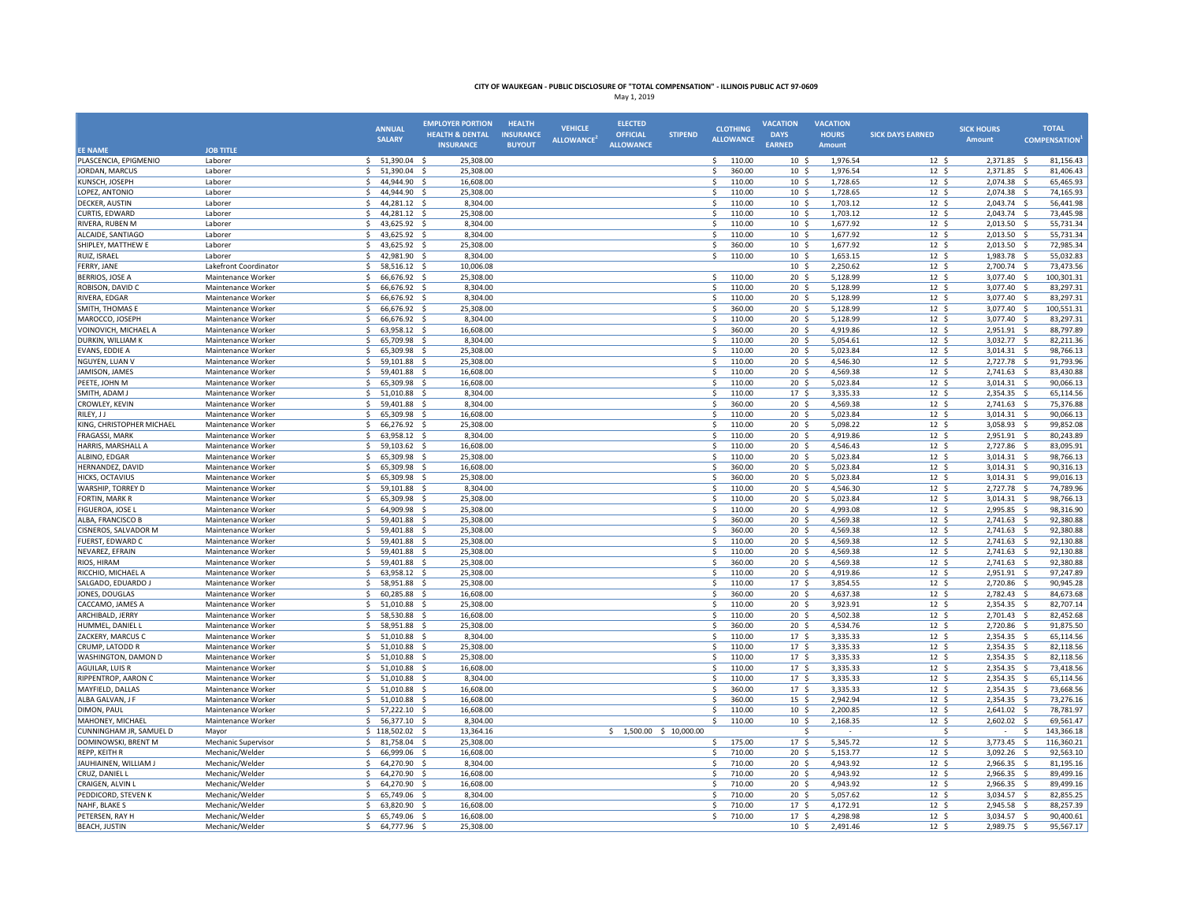# CITY OF WAUKEGAN - PUBLIC DISCLOSURE OF "TOTAL COMPENSATION" - ILLINOIS PUBLIC ACT 97-0609

May 1, 2019

| EE NAME | JOB TITLE | ANNUAL SALARY | EMPLOYER PORTION HEALTH & DENTAL INSURANCE | HEALTH INSURANCE BUYOUT | VEHICLE ALLOWANCE[2] | ELECTED OFFICIAL ALLOWANCE | STIPEND | CLOTHING ALLOWANCE | VACATION DAYS EARNED | VACATION HOURS Amount | SICK DAYS EARNED | SICK HOURS Amount | TOTAL COMPENSATION[1] |
|---|---|---|---|---|---|---|---|---|---|---|---|---|---|
| PLASCENCIA, EPIGMENIO | Laborer | $ 51,390.04 | $ 25,308.00 | | | | | $ 110.00 | 10 | $ 1,976.54 | 12 | $ 2,371.85 | $ 81,156.43 |
| JORDAN, MARCUS | Laborer | $ 51,390.04 | $ 25,308.00 | | | | | $ 360.00 | 10 | $ 1,976.54 | 12 | $ 2,371.85 | $ 81,406.43 |
| KUNSCH, JOSEPH | Laborer | $ 44,944.90 | $ 16,608.00 | | | | | $ 110.00 | 10 | $ 1,728.65 | 12 | $ 2,074.38 | $ 65,465.93 |
| LOPEZ, ANTONIO | Laborer | $ 44,944.90 | $ 25,308.00 | | | | | $ 110.00 | 10 | $ 1,728.65 | 12 | $ 2,074.38 | $ 74,165.93 |
| DECKER, AUSTIN | Laborer | $ 44,281.12 | $ 8,304.00 | | | | | $ 110.00 | 10 | $ 1,703.12 | 12 | $ 2,043.74 | $ 56,441.98 |
| CURTIS, EDWARD | Laborer | $ 44,281.12 | $ 25,308.00 | | | | | $ 110.00 | 10 | $ 1,703.12 | 12 | $ 2,043.74 | $ 73,445.98 |
| RIVERA, RUBEN M | Laborer | $ 43,625.92 | $ 8,304.00 | | | | | $ 110.00 | 10 | $ 1,677.92 | 12 | $ 2,013.50 | $ 55,731.34 |
| ALCAIDE, SANTIAGO | Laborer | $ 43,625.92 | $ 8,304.00 | | | | | $ 110.00 | 10 | $ 1,677.92 | 12 | $ 2,013.50 | $ 55,731.34 |
| SHIPLEY, MATTHEW E | Laborer | $ 43,625.92 | $ 25,308.00 | | | | | $ 360.00 | 10 | $ 1,677.92 | 12 | $ 2,013.50 | $ 72,985.34 |
| RUIZ, ISRAEL | Laborer | $ 42,981.90 | $ 8,304.00 | | | | | $ 110.00 | 10 | $ 1,653.15 | 12 | $ 1,983.78 | $ 55,032.83 |
| FERRY, JANE | Lakefront Coordinator | $ 58,516.12 | $ 10,006.08 | | | | | | 10 | $ 2,250.62 | 12 | $ 2,700.74 | $ 73,473.56 |
| BERRIOS, JOSE A | Maintenance Worker | $ 66,676.92 | $ 25,308.00 | | | | | $ 110.00 | 20 | $ 5,128.99 | 12 | $ 3,077.40 | $ 100,301.31 |
| ROBISON, DAVID C | Maintenance Worker | $ 66,676.92 | $ 8,304.00 | | | | | $ 110.00 | 20 | $ 5,128.99 | 12 | $ 3,077.40 | $ 83,297.31 |
| RIVERA, EDGAR | Maintenance Worker | $ 66,676.92 | $ 8,304.00 | | | | | $ 110.00 | 20 | $ 5,128.99 | 12 | $ 3,077.40 | $ 83,297.31 |
| SMITH, THOMAS E | Maintenance Worker | $ 66,676.92 | $ 25,308.00 | | | | | $ 360.00 | 20 | $ 5,128.99 | 12 | $ 3,077.40 | $ 100,551.31 |
| MAROCCO, JOSEPH | Maintenance Worker | $ 66,676.92 | $ 8,304.00 | | | | | $ 110.00 | 20 | $ 5,128.99 | 12 | $ 3,077.40 | $ 83,297.31 |
| VOINOVICH, MICHAEL A | Maintenance Worker | $ 63,958.12 | $ 16,608.00 | | | | | $ 360.00 | 20 | $ 4,919.86 | 12 | $ 2,951.91 | $ 88,797.89 |
| DURKIN, WILLIAM K | Maintenance Worker | $ 65,709.98 | $ 8,304.00 | | | | | $ 110.00 | 20 | $ 5,054.61 | 12 | $ 3,032.77 | $ 82,211.36 |
| EVANS, EDDIE A | Maintenance Worker | $ 65,309.98 | $ 25,308.00 | | | | | $ 110.00 | 20 | $ 5,023.84 | 12 | $ 3,014.31 | $ 98,766.13 |
| NGUYEN, LUAN V | Maintenance Worker | $ 59,101.88 | $ 25,308.00 | | | | | $ 110.00 | 20 | $ 4,546.30 | 12 | $ 2,727.78 | $ 91,793.96 |
| JAMISON, JAMES | Maintenance Worker | $ 59,401.88 | $ 16,608.00 | | | | | $ 110.00 | 20 | $ 4,569.38 | 12 | $ 2,741.63 | $ 83,430.88 |
| PEETE, JOHN M | Maintenance Worker | $ 65,309.98 | $ 16,608.00 | | | | | $ 110.00 | 20 | $ 5,023.84 | 12 | $ 3,014.31 | $ 90,066.13 |
| SMITH, ADAM J | Maintenance Worker | $ 51,010.88 | $ 8,304.00 | | | | | $ 110.00 | 17 | $ 3,335.33 | 12 | $ 2,354.35 | $ 65,114.56 |
| CROWLEY, KEVIN | Maintenance Worker | $ 59,401.88 | $ 8,304.00 | | | | | $ 360.00 | 20 | $ 4,569.38 | 12 | $ 2,741.63 | $ 75,376.88 |
| RILEY, J J | Maintenance Worker | $ 65,309.98 | $ 16,608.00 | | | | | $ 110.00 | 20 | $ 5,023.84 | 12 | $ 3,014.31 | $ 90,066.13 |
| KING, CHRISTOPHER MICHAEL | Maintenance Worker | $ 66,276.92 | $ 25,308.00 | | | | | $ 110.00 | 20 | $ 5,098.22 | 12 | $ 3,058.93 | $ 99,852.08 |
| FRAGASSI, MARK | Maintenance Worker | $ 63,958.12 | $ 8,304.00 | | | | | $ 110.00 | 20 | $ 4,919.86 | 12 | $ 2,951.91 | $ 80,243.89 |
| HARRIS, MARSHALL A | Maintenance Worker | $ 59,103.62 | $ 16,608.00 | | | | | $ 110.00 | 20 | $ 4,546.43 | 12 | $ 2,727.86 | $ 83,095.91 |
| ALBINO, EDGAR | Maintenance Worker | $ 65,309.98 | $ 25,308.00 | | | | | $ 110.00 | 20 | $ 5,023.84 | 12 | $ 3,014.31 | $ 98,766.13 |
| HERNANDEZ, DAVID | Maintenance Worker | $ 65,309.98 | $ 16,608.00 | | | | | $ 360.00 | 20 | $ 5,023.84 | 12 | $ 3,014.31 | $ 90,316.13 |
| HICKS, OCTAVIUS | Maintenance Worker | $ 65,309.98 | $ 25,308.00 | | | | | $ 360.00 | 20 | $ 5,023.84 | 12 | $ 3,014.31 | $ 99,016.13 |
| WARSHIP, TORREY D | Maintenance Worker | $ 59,101.88 | $ 8,304.00 | | | | | $ 110.00 | 20 | $ 4,546.30 | 12 | $ 2,727.78 | $ 74,789.96 |
| FORTIN, MARK R | Maintenance Worker | $ 65,309.98 | $ 25,308.00 | | | | | $ 110.00 | 20 | $ 5,023.84 | 12 | $ 3,014.31 | $ 98,766.13 |
| FIGUEROA, JOSE L | Maintenance Worker | $ 64,909.98 | $ 25,308.00 | | | | | $ 110.00 | 20 | $ 4,993.08 | 12 | $ 2,995.85 | $ 98,316.90 |
| ALBA, FRANCISCO B | Maintenance Worker | $ 59,401.88 | $ 25,308.00 | | | | | $ 360.00 | 20 | $ 4,569.38 | 12 | $ 2,741.63 | $ 92,380.88 |
| CISNEROS, SALVADOR M | Maintenance Worker | $ 59,401.88 | $ 25,308.00 | | | | | $ 360.00 | 20 | $ 4,569.38 | 12 | $ 2,741.63 | $ 92,380.88 |
| FUERST, EDWARD C | Maintenance Worker | $ 59,401.88 | $ 25,308.00 | | | | | $ 110.00 | 20 | $ 4,569.38 | 12 | $ 2,741.63 | $ 92,130.88 |
| NEVAREZ, EFRAIN | Maintenance Worker | $ 59,401.88 | $ 25,308.00 | | | | | $ 110.00 | 20 | $ 4,569.38 | 12 | $ 2,741.63 | $ 92,130.88 |
| RIOS, HIRAM | Maintenance Worker | $ 59,401.88 | $ 25,308.00 | | | | | $ 360.00 | 20 | $ 4,569.38 | 12 | $ 2,741.63 | $ 92,380.88 |
| RICCHIO, MICHAEL A | Maintenance Worker | $ 63,958.12 | $ 25,308.00 | | | | | $ 110.00 | 20 | $ 4,919.86 | 12 | $ 2,951.91 | $ 97,247.89 |
| SALGADO, EDUARDO J | Maintenance Worker | $ 58,951.88 | $ 25,308.00 | | | | | $ 110.00 | 17 | $ 3,854.55 | 12 | $ 2,720.86 | $ 90,945.28 |
| JONES, DOUGLAS | Maintenance Worker | $ 60,285.88 | $ 16,608.00 | | | | | $ 360.00 | 20 | $ 4,637.38 | 12 | $ 2,782.43 | $ 84,673.68 |
| CACCAMO, JAMES A | Maintenance Worker | $ 51,010.88 | $ 25,308.00 | | | | | $ 110.00 | 20 | $ 3,923.91 | 12 | $ 2,354.35 | $ 82,707.14 |
| ARCHIBALD, JERRY | Maintenance Worker | $ 58,530.88 | $ 16,608.00 | | | | | $ 110.00 | 20 | $ 4,502.38 | 12 | $ 2,701.43 | $ 82,452.68 |
| HUMMEL, DANIEL L | Maintenance Worker | $ 58,951.88 | $ 25,308.00 | | | | | $ 360.00 | 20 | $ 4,534.76 | 12 | $ 2,720.86 | $ 91,875.50 |
| ZACKERY, MARCUS C | Maintenance Worker | $ 51,010.88 | $ 8,304.00 | | | | | $ 110.00 | 17 | $ 3,335.33 | 12 | $ 2,354.35 | $ 65,114.56 |
| CRUMP, LATODD R | Maintenance Worker | $ 51,010.88 | $ 25,308.00 | | | | | $ 110.00 | 17 | $ 3,335.33 | 12 | $ 2,354.35 | $ 82,118.56 |
| WASHINGTON, DAMON D | Maintenance Worker | $ 51,010.88 | $ 25,308.00 | | | | | $ 110.00 | 17 | $ 3,335.33 | 12 | $ 2,354.35 | $ 82,118.56 |
| AGUILAR, LUIS R | Maintenance Worker | $ 51,010.88 | $ 16,608.00 | | | | | $ 110.00 | 17 | $ 3,335.33 | 12 | $ 2,354.35 | $ 73,418.56 |
| RIPPENTROP, AARON C | Maintenance Worker | $ 51,010.88 | $ 8,304.00 | | | | | $ 110.00 | 17 | $ 3,335.33 | 12 | $ 2,354.35 | $ 65,114.56 |
| MAYFIELD, DALLAS | Maintenance Worker | $ 51,010.88 | $ 16,608.00 | | | | | $ 360.00 | 17 | $ 3,335.33 | 12 | $ 2,354.35 | $ 73,668.56 |
| ALBA GALVAN, J F | Maintenance Worker | $ 51,010.88 | $ 16,608.00 | | | | | $ 360.00 | 15 | $ 2,942.94 | 12 | $ 2,354.35 | $ 73,276.16 |
| DIMON, PAUL | Maintenance Worker | $ 57,222.10 | $ 16,608.00 | | | | | $ 110.00 | 10 | $ 2,200.85 | 12 | $ 2,641.02 | $ 78,781.97 |
| MAHONEY, MICHAEL | Maintenance Worker | $ 56,377.10 | $ 8,304.00 | | | | | $ 110.00 | 10 | $ 2,168.35 | 12 | $ 2,602.02 | $ 69,561.47 |
| CUNNINGHAM JR, SAMUEL D | Mayor | $ 118,502.02 | $ 13,364.16 | | | $ 1,500.00 | $ 10,000.00 | | | $ - | | $ - | $ 143,366.18 |
| DOMINOWSKI, BRENT M | Mechanic Supervisor | $ 81,758.04 | $ 25,308.00 | | | | | $ 175.00 | 17 | $ 5,345.72 | 12 | $ 3,773.45 | $ 116,360.21 |
| REPP, KEITH R | Mechanic/Welder | $ 66,999.06 | $ 16,608.00 | | | | | $ 710.00 | 20 | $ 5,153.77 | 12 | $ 3,092.26 | $ 92,563.10 |
| JAUHIAINEN, WILLIAM J | Mechanic/Welder | $ 64,270.90 | $ 8,304.00 | | | | | $ 710.00 | 20 | $ 4,943.92 | 12 | $ 2,966.35 | $ 81,195.16 |
| CRUZ, DANIEL L | Mechanic/Welder | $ 64,270.90 | $ 16,608.00 | | | | | $ 710.00 | 20 | $ 4,943.92 | 12 | $ 2,966.35 | $ 89,499.16 |
| CRAIGEN, ALVIN L | Mechanic/Welder | $ 64,270.90 | $ 16,608.00 | | | | | $ 710.00 | 20 | $ 4,943.92 | 12 | $ 2,966.35 | $ 89,499.16 |
| PEDDICORD, STEVEN K | Mechanic/Welder | $ 65,749.06 | $ 8,304.00 | | | | | $ 710.00 | 20 | $ 5,057.62 | 12 | $ 3,034.57 | $ 82,855.25 |
| NAHF, BLAKE S | Mechanic/Welder | $ 63,820.90 | $ 16,608.00 | | | | | $ 710.00 | 17 | $ 4,172.91 | 12 | $ 2,945.58 | $ 88,257.39 |
| PETERSEN, RAY H | Mechanic/Welder | $ 65,749.06 | $ 16,608.00 | | | | | $ 710.00 | 17 | $ 4,298.98 | 12 | $ 3,034.57 | $ 90,400.61 |
| BEACH, JUSTIN | Mechanic/Welder | $ 64,777.96 | $ 25,308.00 | | | | | | 10 | $ 2,491.46 | 12 | $ 2,989.75 | $ 95,567.17 |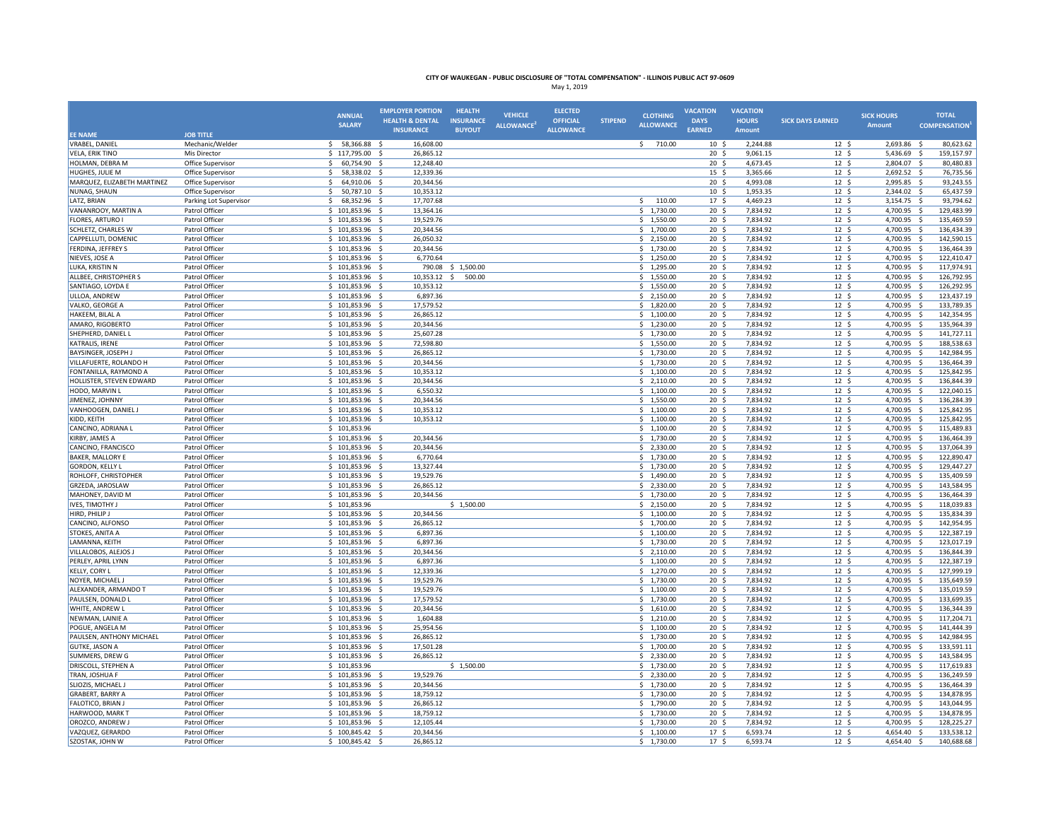**CITY OF WAUKEGAN - PUBLIC DISCLOSURE OF "TOTAL COMPENSATION" - ILLINOIS PUBLIC ACT 97-0609**

May 1, 2019

| EE NAME | JOB TITLE | ANNUAL SALARY | EMPLOYER PORTION HEALTH & DENTAL INSURANCE | HEALTH INSURANCE BUYOUT | VEHICLE ALLOWANCE[2] | ELECTED OFFICIAL ALLOWANCE | STIPEND | CLOTHING ALLOWANCE | VACATION DAYS EARNED | VACATION HOURS Amount | SICK DAYS EARNED | SICK HOURS Amount | TOTAL COMPENSATION[1] |
|---|---|---|---|---|---|---|---|---|---|---|---|---|---|
| VRABEL, DANIEL | Mechanic/Welder | $ 58,366.88 | $ 16,608.00 | | | | | $ 710.00 | 10 | $ 2,244.88 | 12 | $ 2,693.86 | $ 80,623.62 |
| VELA, ERIK TINO | Mis Director | $ 117,795.00 | $ 26,865.12 | | | | | | 20 | $ 9,061.15 | 12 | $ 5,436.69 | $ 159,157.97 |
| HOLMAN, DEBRA M | Office Supervisor | $ 60,754.90 | $ 12,248.40 | | | | | | 20 | $ 4,673.45 | 12 | $ 2,804.07 | $ 80,480.83 |
| HUGHES, JULIE M | Office Supervisor | $ 58,338.02 | $ 12,339.36 | | | | | | 15 | $ 3,365.66 | 12 | $ 2,692.52 | $ 76,735.56 |
| MARQUEZ, ELIZABETH MARTINEZ | Office Supervisor | $ 64,910.06 | $ 20,344.56 | | | | | | 20 | $ 4,993.08 | 12 | $ 2,995.85 | $ 93,243.55 |
| NUNAG, SHAUN | Office Supervisor | $ 50,787.10 | $ 10,353.12 | | | | | | 10 | $ 1,953.35 | 12 | $ 2,344.02 | $ 65,437.59 |
| LATZ, BRIAN | Parking Lot Supervisor | $ 68,352.96 | $ 17,707.68 | | | | | $ 110.00 | 17 | $ 4,469.23 | 12 | $ 3,154.75 | $ 93,794.62 |
| VANANROOY, MARTIN A | Patrol Officer | $ 101,853.96 | $ 13,364.16 | | | | | $ 1,730.00 | 20 | $ 7,834.92 | 12 | $ 4,700.95 | $ 129,483.99 |
| FLORES, ARTURO I | Patrol Officer | $ 101,853.96 | $ 19,529.76 | | | | | $ 1,550.00 | 20 | $ 7,834.92 | 12 | $ 4,700.95 | $ 135,469.59 |
| SCHLETZ, CHARLES W | Patrol Officer | $ 101,853.96 | $ 20,344.56 | | | | | $ 1,700.00 | 20 | $ 7,834.92 | 12 | $ 4,700.95 | $ 136,434.39 |
| CAPPELLUTI, DOMENIC | Patrol Officer | $ 101,853.96 | $ 26,050.32 | | | | | $ 2,150.00 | 20 | $ 7,834.92 | 12 | $ 4,700.95 | $ 142,590.15 |
| FERDINA, JEFFREY S | Patrol Officer | $ 101,853.96 | $ 20,344.56 | | | | | $ 1,730.00 | 20 | $ 7,834.92 | 12 | $ 4,700.95 | $ 136,464.39 |
| NIEVES, JOSE A | Patrol Officer | $ 101,853.96 | $ 6,770.64 | | | | | $ 1,250.00 | 20 | $ 7,834.92 | 12 | $ 4,700.95 | $ 122,410.47 |
| LUKA, KRISTIN N | Patrol Officer | $ 101,853.96 | $ 790.08 | $ 1,500.00 | | | | $ 1,295.00 | 20 | $ 7,834.92 | 12 | $ 4,700.95 | $ 117,974.91 |
| ALLBEE, CHRISTOPHER S | Patrol Officer | $ 101,853.96 | $ 10,353.12 | $ 500.00 | | | | $ 1,550.00 | 20 | $ 7,834.92 | 12 | $ 4,700.95 | $ 126,792.95 |
| SANTIAGO, LOYDA E | Patrol Officer | $ 101,853.96 | $ 10,353.12 | | | | | $ 1,550.00 | 20 | $ 7,834.92 | 12 | $ 4,700.95 | $ 126,292.95 |
| ULLOA, ANDREW | Patrol Officer | $ 101,853.96 | $ 6,897.36 | | | | | $ 2,150.00 | 20 | $ 7,834.92 | 12 | $ 4,700.95 | $ 123,437.19 |
| VALKO, GEORGE A | Patrol Officer | $ 101,853.96 | $ 17,579.52 | | | | | $ 1,820.00 | 20 | $ 7,834.92 | 12 | $ 4,700.95 | $ 133,789.35 |
| HAKEEM, BILAL A | Patrol Officer | $ 101,853.96 | $ 26,865.12 | | | | | $ 1,100.00 | 20 | $ 7,834.92 | 12 | $ 4,700.95 | $ 142,354.95 |
| AMARO, RIGOBERTO | Patrol Officer | $ 101,853.96 | $ 20,344.56 | | | | | $ 1,230.00 | 20 | $ 7,834.92 | 12 | $ 4,700.95 | $ 135,964.39 |
| SHEPHERD, DANIEL L | Patrol Officer | $ 101,853.96 | $ 25,607.28 | | | | | $ 1,730.00 | 20 | $ 7,834.92 | 12 | $ 4,700.95 | $ 141,727.11 |
| KATRALIS, IRENE | Patrol Officer | $ 101,853.96 | $ 72,598.80 | | | | | $ 1,550.00 | 20 | $ 7,834.92 | 12 | $ 4,700.95 | $ 188,538.63 |
| BAYSINGER, JOSEPH J | Patrol Officer | $ 101,853.96 | $ 26,865.12 | | | | | $ 1,730.00 | 20 | $ 7,834.92 | 12 | $ 4,700.95 | $ 142,984.95 |
| VILLAFUERTE, ROLANDO H | Patrol Officer | $ 101,853.96 | $ 20,344.56 | | | | | $ 1,730.00 | 20 | $ 7,834.92 | 12 | $ 4,700.95 | $ 136,464.39 |
| FONTANILLA, RAYMOND A | Patrol Officer | $ 101,853.96 | $ 10,353.12 | | | | | $ 1,100.00 | 20 | $ 7,834.92 | 12 | $ 4,700.95 | $ 125,842.95 |
| HOLLISTER, STEVEN EDWARD | Patrol Officer | $ 101,853.96 | $ 20,344.56 | | | | | $ 2,110.00 | 20 | $ 7,834.92 | 12 | $ 4,700.95 | $ 136,844.39 |
| HODO, MARVIN L | Patrol Officer | $ 101,853.96 | $ 6,550.32 | | | | | $ 1,100.00 | 20 | $ 7,834.92 | 12 | $ 4,700.95 | $ 122,040.15 |
| JIMENEZ, JOHNNY | Patrol Officer | $ 101,853.96 | $ 20,344.56 | | | | | $ 1,550.00 | 20 | $ 7,834.92 | 12 | $ 4,700.95 | $ 136,284.39 |
| VANHOOGEN, DANIEL J | Patrol Officer | $ 101,853.96 | $ 10,353.12 | | | | | $ 1,100.00 | 20 | $ 7,834.92 | 12 | $ 4,700.95 | $ 125,842.95 |
| KIDD, KEITH | Patrol Officer | $ 101,853.96 | $ 10,353.12 | | | | | $ 1,100.00 | 20 | $ 7,834.92 | 12 | $ 4,700.95 | $ 125,842.95 |
| CANCINO, ADRIANA L | Patrol Officer | $ 101,853.96 | | | | | | $ 1,100.00 | 20 | $ 7,834.92 | 12 | $ 4,700.95 | $ 115,489.83 |
| KIRBY, JAMES A | Patrol Officer | $ 101,853.96 | $ 20,344.56 | | | | | $ 1,730.00 | 20 | $ 7,834.92 | 12 | $ 4,700.95 | $ 136,464.39 |
| CANCINO, FRANCISCO | Patrol Officer | $ 101,853.96 | $ 20,344.56 | | | | | $ 2,330.00 | 20 | $ 7,834.92 | 12 | $ 4,700.95 | $ 137,064.39 |
| BAKER, MALLORY E | Patrol Officer | $ 101,853.96 | $ 6,770.64 | | | | | $ 1,730.00 | 20 | $ 7,834.92 | 12 | $ 4,700.95 | $ 122,890.47 |
| GORDON, KELLY L | Patrol Officer | $ 101,853.96 | $ 13,327.44 | | | | | $ 1,730.00 | 20 | $ 7,834.92 | 12 | $ 4,700.95 | $ 129,447.27 |
| ROHLOFF, CHRISTOPHER | Patrol Officer | $ 101,853.96 | $ 19,529.76 | | | | | $ 1,490.00 | 20 | $ 7,834.92 | 12 | $ 4,700.95 | $ 135,409.59 |
| GRZEDA, JAROSLAW | Patrol Officer | $ 101,853.96 | $ 26,865.12 | | | | | $ 2,330.00 | 20 | $ 7,834.92 | 12 | $ 4,700.95 | $ 143,584.95 |
| MAHONEY, DAVID M | Patrol Officer | $ 101,853.96 | $ 20,344.56 | | | | | $ 1,730.00 | 20 | $ 7,834.92 | 12 | $ 4,700.95 | $ 136,464.39 |
| IVES, TIMOTHY J | Patrol Officer | $ 101,853.96 | | $ 1,500.00 | | | | $ 2,150.00 | 20 | $ 7,834.92 | 12 | $ 4,700.95 | $ 118,039.83 |
| HIRD, PHILIP J | Patrol Officer | $ 101,853.96 | $ 20,344.56 | | | | | $ 1,100.00 | 20 | $ 7,834.92 | 12 | $ 4,700.95 | $ 135,834.39 |
| CANCINO, ALFONSO | Patrol Officer | $ 101,853.96 | $ 26,865.12 | | | | | $ 1,700.00 | 20 | $ 7,834.92 | 12 | $ 4,700.95 | $ 142,954.95 |
| STOKES, ANITA A | Patrol Officer | $ 101,853.96 | $ 6,897.36 | | | | | $ 1,100.00 | 20 | $ 7,834.92 | 12 | $ 4,700.95 | $ 122,387.19 |
| LAMANNA, KEITH | Patrol Officer | $ 101,853.96 | $ 6,897.36 | | | | | $ 1,730.00 | 20 | $ 7,834.92 | 12 | $ 4,700.95 | $ 123,017.19 |
| VILLALOBOS, ALEJOS J | Patrol Officer | $ 101,853.96 | $ 20,344.56 | | | | | $ 2,110.00 | 20 | $ 7,834.92 | 12 | $ 4,700.95 | $ 136,844.39 |
| PERLEY, APRIL LYNN | Patrol Officer | $ 101,853.96 | $ 6,897.36 | | | | | $ 1,100.00 | 20 | $ 7,834.92 | 12 | $ 4,700.95 | $ 122,387.19 |
| KELLY, CORY L | Patrol Officer | $ 101,853.96 | $ 12,339.36 | | | | | $ 1,270.00 | 20 | $ 7,834.92 | 12 | $ 4,700.95 | $ 127,999.19 |
| NOYER, MICHAEL J | Patrol Officer | $ 101,853.96 | $ 19,529.76 | | | | | $ 1,730.00 | 20 | $ 7,834.92 | 12 | $ 4,700.95 | $ 135,649.59 |
| ALEXANDER, ARMANDO T | Patrol Officer | $ 101,853.96 | $ 19,529.76 | | | | | $ 1,100.00 | 20 | $ 7,834.92 | 12 | $ 4,700.95 | $ 135,019.59 |
| PAULSEN, DONALD L | Patrol Officer | $ 101,853.96 | $ 17,579.52 | | | | | $ 1,730.00 | 20 | $ 7,834.92 | 12 | $ 4,700.95 | $ 133,699.35 |
| WHITE, ANDREW L | Patrol Officer | $ 101,853.96 | $ 20,344.56 | | | | | $ 1,610.00 | 20 | $ 7,834.92 | 12 | $ 4,700.95 | $ 136,344.39 |
| NEWMAN, LAINIE A | Patrol Officer | $ 101,853.96 | $ 1,604.88 | | | | | $ 1,210.00 | 20 | $ 7,834.92 | 12 | $ 4,700.95 | $ 117,204.71 |
| POGUE, ANGELA M | Patrol Officer | $ 101,853.96 | $ 25,954.56 | | | | | $ 1,100.00 | 20 | $ 7,834.92 | 12 | $ 4,700.95 | $ 141,444.39 |
| PAULSEN, ANTHONY MICHAEL | Patrol Officer | $ 101,853.96 | $ 26,865.12 | | | | | $ 1,730.00 | 20 | $ 7,834.92 | 12 | $ 4,700.95 | $ 142,984.95 |
| GUTKE, JASON A | Patrol Officer | $ 101,853.96 | $ 17,501.28 | | | | | $ 1,700.00 | 20 | $ 7,834.92 | 12 | $ 4,700.95 | $ 133,591.11 |
| SUMMERS, DREW G | Patrol Officer | $ 101,853.96 | $ 26,865.12 | | | | | $ 2,330.00 | 20 | $ 7,834.92 | 12 | $ 4,700.95 | $ 143,584.95 |
| DRISCOLL, STEPHEN A | Patrol Officer | $ 101,853.96 | | $ 1,500.00 | | | | $ 1,730.00 | 20 | $ 7,834.92 | 12 | $ 4,700.95 | $ 117,619.83 |
| TRAN, JOSHUA F | Patrol Officer | $ 101,853.96 | $ 19,529.76 | | | | | $ 2,330.00 | 20 | $ 7,834.92 | 12 | $ 4,700.95 | $ 136,249.59 |
| SLIOZIS, MICHAEL J | Patrol Officer | $ 101,853.96 | $ 20,344.56 | | | | | $ 1,730.00 | 20 | $ 7,834.92 | 12 | $ 4,700.95 | $ 136,464.39 |
| GRABERT, BARRY A | Patrol Officer | $ 101,853.96 | $ 18,759.12 | | | | | $ 1,730.00 | 20 | $ 7,834.92 | 12 | $ 4,700.95 | $ 134,878.95 |
| FALOTICO, BRIAN J | Patrol Officer | $ 101,853.96 | $ 26,865.12 | | | | | $ 1,790.00 | 20 | $ 7,834.92 | 12 | $ 4,700.95 | $ 143,044.95 |
| HARWOOD, MARK T | Patrol Officer | $ 101,853.96 | $ 18,759.12 | | | | | $ 1,730.00 | 20 | $ 7,834.92 | 12 | $ 4,700.95 | $ 134,878.95 |
| OROZCO, ANDREW J | Patrol Officer | $ 101,853.96 | $ 12,105.44 | | | | | $ 1,730.00 | 20 | $ 7,834.92 | 12 | $ 4,700.95 | $ 128,225.27 |
| VAZQUEZ, GERARDO | Patrol Officer | $ 100,845.42 | $ 20,344.56 | | | | | $ 1,100.00 | 17 | $ 6,593.74 | 12 | $ 4,654.40 | $ 133,538.12 |
| SZOSTAK, JOHN W | Patrol Officer | $ 100,845.42 | $ 26,865.12 | | | | | $ 1,730.00 | 17 | $ 6,593.74 | 12 | $ 4,654.40 | $ 140,688.68 |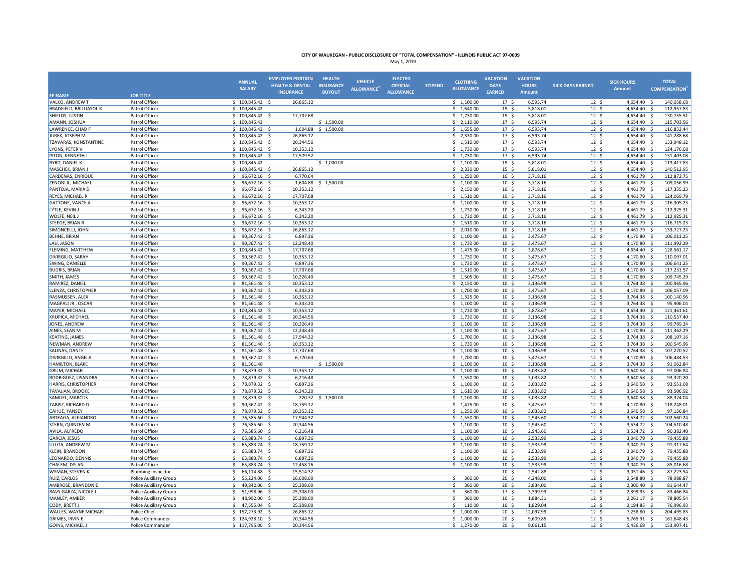**CITY OF WAUKEGAN - PUBLIC DISCLOSURE OF "TOTAL COMPENSATION" - ILLINOIS PUBLIC ACT 97-0609**

May 1, 2019

| EE NAME | JOB TITLE | ANNUAL SALARY | EMPLOYER PORTION HEALTH & DENTAL INSURANCE | HEALTH INSURANCE BUYOUT | VEHICLE ALLOWANCE[2] | ELECTED OFFICIAL ALLOWANCE | STIPEND | CLOTHING ALLOWANCE | VACATION DAYS EARNED | VACATION HOURS Amount | SICK DAYS EARNED | SICK HOURS Amount | TOTAL COMPENSATION[1] |
|---|---|---|---|---|---|---|---|---|---|---|---|---|---|
| VALKO, ANDREW T | Patrol Officer | $ 100,845.42 | $ 26,865.12 | | | | | $ 1,100.00 | 17 | $ 6,593.74 | 12 | $ 4,654.40 | $ 140,058.68 |
| BRADFIELD, BRILLIASOL R | Patrol Officer | $ 100,845.42 | | | | | | $ 1,640.00 | 15 | $ 5,818.01 | 12 | $ 4,654.40 | $ 112,957.83 |
| SHIELDS, JUSTIN | Patrol Officer | $ 100,845.42 | $ 17,707.68 | | | | | $ 1,730.00 | 15 | $ 5,818.01 | 12 | $ 4,654.40 | $ 130,755.51 |
| AMANN, JOSHUA | Patrol Officer | $ 100,845.42 | | $ 1,500.00 | | | | $ 2,110.00 | 17 | $ 6,593.74 | 12 | $ 4,654.40 | $ 115,703.56 |
| LAWRENCE, CHAD F | Patrol Officer | $ 100,845.42 | $ 1,604.88 | $ 1,500.00 | | | | $ 1,655.00 | 17 | $ 6,593.74 | 12 | $ 4,654.40 | $ 116,853.44 |
| JUREK, JOSEPH M | Patrol Officer | $ 100,845.42 | $ 26,865.12 | | | | | $ 2,330.00 | 17 | $ 6,593.74 | 12 | $ 4,654.40 | $ 141,288.68 |
| TZAVARAS, KONSTANTINE | Patrol Officer | $ 100,845.42 | $ 20,344.56 | | | | | $ 1,510.00 | 17 | $ 6,593.74 | 12 | $ 4,654.40 | $ 133,948.12 |
| LYONS, PETER V | Patrol Officer | $ 100,845.42 | $ 10,353.12 | | | | | $ 1,730.00 | 17 | $ 6,593.74 | 12 | $ 4,654.40 | $ 124,176.68 |
| PITON, KENNETH J | Patrol Officer | $ 100,845.42 | $ 17,579.52 | | | | | $ 1,730.00 | 17 | $ 6,593.74 | 12 | $ 4,654.40 | $ 131,403.08 |
| BYRD, DANIEL K | Patrol Officer | $ 100,845.42 | | $ 1,000.00 | | | | $ 1,100.00 | 15 | $ 5,818.01 | 12 | $ 4,654.40 | $ 113,417.83 |
| MASCHEK, BRIAN J | Patrol Officer | $ 100,845.42 | $ 26,865.12 | | | | | $ 2,330.00 | 15 | $ 5,818.01 | 12 | $ 4,654.40 | $ 140,512.95 |
| CARDENAS, ENRIQUE | Patrol Officer | $ 96,672.16 | $ 6,770.64 | | | | | $ 1,250.00 | 10 | $ 3,718.16 | 12 | $ 4,461.79 | $ 112,872.75 |
| ZENONI II., MICHAEL | Patrol Officer | $ 96,672.16 | $ 1,604.88 | $ 1,500.00 | | | | $ 1,100.00 | 10 | $ 3,718.16 | 12 | $ 4,461.79 | $ 109,056.99 |
| PANTOJA, MARIA D | Patrol Officer | $ 96,672.16 | $ 10,353.12 | | | | | $ 2,150.00 | 10 | $ 3,718.16 | 12 | $ 4,461.79 | $ 117,355.23 |
| REYES, MICHAEL R | Patrol Officer | $ 96,672.16 | $ 17,707.68 | | | | | $ 1,510.00 | 10 | $ 3,718.16 | 12 | $ 4,461.79 | $ 124,069.79 |
| GATTONE, VANCE A | Patrol Officer | $ 96,672.16 | $ 10,353.12 | | | | | $ 1,100.00 | 10 | $ 3,718.16 | 12 | $ 4,461.79 | $ 116,305.23 |
| LYTLE, KEVIN J | Patrol Officer | $ 96,672.16 | $ 6,343.20 | | | | | $ 1,730.00 | 10 | $ 3,718.16 | 12 | $ 4,461.79 | $ 112,925.31 |
| WOLFE, NEIL J | Patrol Officer | $ 96,672.16 | $ 6,343.20 | | | | | $ 1,730.00 | 10 | $ 3,718.16 | 12 | $ 4,461.79 | $ 112,925.31 |
| STEEGE, BRIAN R | Patrol Officer | $ 96,672.16 | $ 10,353.12 | | | | | $ 1,510.00 | 10 | $ 3,718.16 | 12 | $ 4,461.79 | $ 116,715.23 |
| SIMONCELLI, JOHN | Patrol Officer | $ 96,672.16 | $ 26,865.12 | | | | | $ 2,010.00 | 10 | $ 3,718.16 | 12 | $ 4,461.79 | $ 133,727.23 |
| BEHNE, BRIAN | Patrol Officer | $ 90,367.42 | $ 6,897.36 | | | | | $ 1,100.00 | 10 | $ 3,475.67 | 12 | $ 4,170.80 | $ 106,011.25 |
| LAU, JASON | Patrol Officer | $ 90,367.42 | $ 12,248.40 | | | | | $ 1,730.00 | 10 | $ 3,475.67 | 12 | $ 4,170.80 | $ 111,992.29 |
| FLEMING, MATTHEW | Patrol Officer | $ 100,845.42 | $ 17,707.68 | | | | | $ 1,475.00 | 10 | $ 3,878.67 | 12 | $ 4,654.40 | $ 128,561.17 |
| DIVIRGILIO, SARAH | Patrol Officer | $ 90,367.42 | $ 10,353.12 | | | | | $ 1,730.00 | 10 | $ 3,475.67 | 12 | $ 4,170.80 | $ 110,097.01 |
| SWING, DANIELLE | Patrol Officer | $ 90,367.42 | $ 6,897.36 | | | | | $ 1,730.00 | 10 | $ 3,475.67 | 12 | $ 4,170.80 | $ 106,641.25 |
| BUDRIS, BRIAN | Patrol Officer | $ 90,367.42 | $ 17,707.68 | | | | | $ 1,510.00 | 10 | $ 3,475.67 | 12 | $ 4,170.80 | $ 117,231.57 |
| SMITH, JAMES | Patrol Officer | $ 90,367.42 | $ 10,226.40 | | | | | $ 1,505.00 | 10 | $ 3,475.67 | 12 | $ 4,170.80 | $ 109,745.29 |
| RAMIREZ, DANIEL | Patrol Officer | $ 81,561.48 | $ 10,353.12 | | | | | $ 2,150.00 | 10 | $ 3,136.98 | 12 | $ 3,764.38 | $ 100,965.96 |
| LLENZA, CHRISTOPHER | Patrol Officer | $ 90,367.42 | $ 6,343.20 | | | | | $ 1,700.00 | 10 | $ 3,475.67 | 12 | $ 4,170.80 | $ 106,057.09 |
| RASMUSSEN, ALEX | Patrol Officer | $ 81,561.48 | $ 10,353.12 | | | | | $ 1,325.00 | 10 | $ 3,136.98 | 12 | $ 3,764.38 | $ 100,140.96 |
| MAGPALI JR., OSCAR | Patrol Officer | $ 81,561.48 | $ 6,343.20 | | | | | $ 1,100.00 | 10 | $ 3,136.98 | 12 | $ 3,764.38 | $ 95,906.04 |
| MAYER, MICHAEL | Patrol Officer | $ 100,845.42 | $ 10,353.12 | | | | | $ 1,730.00 | 10 | $ 3,878.67 | 12 | $ 4,654.40 | $ 121,461.61 |
| KRUPICA, MICHAEL | Patrol Officer | $ 81,561.48 | $ 20,344.56 | | | | | $ 1,730.00 | 10 | $ 3,136.98 | 12 | $ 3,764.38 | $ 110,537.40 |
| JONES, ANDREW | Patrol Officer | $ 81,561.48 | $ 10,226.40 | | | | | $ 1,100.00 | 10 | $ 3,136.98 | 12 | $ 3,764.38 | $ 99,789.24 |
| AINES, SEAN M | Patrol Officer | $ 90,367.42 | $ 12,248.40 | | | | | $ 1,100.00 | 10 | $ 3,475.67 | 12 | $ 4,170.80 | $ 111,362.29 |
| KEATING, JAMES | Patrol Officer | $ 81,561.48 | $ 17,944.32 | | | | | $ 1,700.00 | 10 | $ 3,136.98 | 12 | $ 3,764.38 | $ 108,107.16 |
| NEWMAN, ANDREW | Patrol Officer | $ 81,561.48 | $ 10,353.12 | | | | | $ 1,730.00 | 10 | $ 3,136.98 | 12 | $ 3,764.38 | $ 100,545.96 |
| SALINAS, DANTE | Patrol Officer | $ 81,561.48 | $ 17,707.68 | | | | | $ 1,100.00 | 10 | $ 3,136.98 | 12 | $ 3,764.38 | $ 107,270.52 |
| DIVIRGILIO, ANGELA | Patrol Officer | $ 90,367.42 | $ 6,770.64 | | | | | $ 1,700.00 | 10 | $ 3,475.67 | 12 | $ 4,170.80 | $ 106,484.53 |
| HAMILTON, BLAKE | Patrol Officer | $ 81,561.48 | | $ 1,500.00 | | | | $ 1,100.00 | 10 | $ 3,136.98 | 12 | $ 3,764.38 | $ 91,062.84 |
| GRUM, MICHAEL | Patrol Officer | $ 78,879.32 | $ 10,353.12 | | | | | $ 1,100.00 | 10 | $ 3,033.82 | 12 | $ 3,640.58 | $ 97,006.84 |
| RODRIGUEZ, LISANDRA | Patrol Officer | $ 78,879.32 | $ 6,216.48 | | | | | $ 1,550.00 | 10 | $ 3,033.82 | 12 | $ 3,640.58 | $ 93,320.20 |
| HARRIS, CHRISTOPHER | Patrol Officer | $ 78,879.32 | $ 6,897.36 | | | | | $ 1,100.00 | 10 | $ 3,033.82 | 12 | $ 3,640.58 | $ 93,551.08 |
| TAVAJIAN, BROOKE | Patrol Officer | $ 78,879.32 | $ 6,343.20 | | | | | $ 1,610.00 | 10 | $ 3,033.82 | 12 | $ 3,640.58 | $ 93,506.92 |
| SAMUEL, MARCUS | Patrol Officer | $ 78,879.32 | $ 220.32 | $ 1,500.00 | | | | $ 1,100.00 | 10 | $ 3,033.82 | 12 | $ 3,640.58 | $ 88,374.04 |
| TABISZ, RICHARD D | Patrol Officer | $ 90,367.42 | $ 18,759.12 | | | | | $ 1,475.00 | 10 | $ 3,475.67 | 12 | $ 4,170.80 | $ 118,248.01 |
| CAHUE, YANSEY | Patrol Officer | $ 78,879.32 | $ 10,353.12 | | | | | $ 1,250.00 | 10 | $ 3,033.82 | 12 | $ 3,640.58 | $ 97,156.84 |
| ARTEAGA, ALEJANDRO | Patrol Officer | $ 76,585.60 | $ 17,944.32 | | | | | $ 1,550.00 | 10 | $ 2,945.60 | 12 | $ 3,534.72 | $ 102,560.24 |
| STERN, QUINTEN M | Patrol Officer | $ 76,585.60 | $ 20,344.56 | | | | | $ 1,100.00 | 10 | $ 2,945.60 | 12 | $ 3,534.72 | $ 104,510.48 |
| AVILA, ALFREDO | Patrol Officer | $ 76,585.60 | $ 6,216.48 | | | | | $ 1,100.00 | 10 | $ 2,945.60 | 12 | $ 3,534.72 | $ 90,382.40 |
| GARCIA, JESUS | Patrol Officer | $ 65,883.74 | $ 6,897.36 | | | | | $ 1,100.00 | 10 | $ 2,533.99 | 12 | $ 3,040.79 | $ 79,455.88 |
| ULLOA, ANDREW M | Patrol Officer | $ 65,883.74 | $ 18,759.12 | | | | | $ 1,100.00 | 10 | $ 2,533.99 | 12 | $ 3,040.79 | $ 91,317.64 |
| KLEIN, BRANDON | Patrol Officer | $ 65,883.74 | $ 6,897.36 | | | | | $ 1,100.00 | 10 | $ 2,533.99 | 12 | $ 3,040.79 | $ 79,455.88 |
| LEONARDO, DENNIS | Patrol Officer | $ 65,883.74 | $ 6,897.36 | | | | | $ 1,100.00 | 10 | $ 2,533.99 | 12 | $ 3,040.79 | $ 79,455.88 |
| CHALEM, DYLAN | Patrol Officer | $ 65,883.74 | $ 12,458.16 | | | | | $ 1,100.00 | 10 | $ 2,533.99 | 12 | $ 3,040.79 | $ 85,016.68 |
| WYMAN, STEVEN K | Plumbing Inspector | $ 66,114.88 | $ 15,514.32 | | | | | | 10 | $ 2,542.88 | 12 | $ 3,051.46 | $ 87,223.54 |
| RUIZ, CARLOS | Police Auxiliary Group | $ 55,224.06 | $ 16,608.00 | | | | | $ 360.00 | 20 | $ 4,248.00 | 12 | $ 2,548.80 | $ 78,988.87 |
| AMBROSE, BRANDON E | Police Auxiliary Group | $ 49,842.06 | $ 25,308.00 | | | | | $ 360.00 | 20 | $ 3,834.00 | 12 | $ 2,300.40 | $ 81,644.47 |
| RAVY GARZA, NICOLE L | Police Auxiliary Group | $ 51,998.96 | $ 25,308.00 | | | | | $ 360.00 | 17 | $ 3,399.93 | 12 | $ 2,399.95 | $ 83,466.84 |
| MANLEY, AMBER | Police Auxiliary Group | $ 48,992.06 | $ 25,308.00 | | | | | $ 360.00 | 10 | $ 1,884.31 | 12 | $ 2,261.17 | $ 78,805.54 |
| CODY, BRETT J | Police Auxiliary Group | $ 47,555.04 | $ 25,308.00 | | | | | $ 110.00 | 10 | $ 1,829.04 | 12 | $ 2,194.85 | $ 76,996.93 |
| WALLES, WAYNE MICHAEL | Police Chief | $ 157,273.92 | $ 26,865.12 | | | | | $ 1,000.00 | 20 | $ 12,097.99 | 12 | $ 7,258.80 | $ 204,495.83 |
| GRIMES, IRVIN E | Police Commander | $ 124,928.10 | $ 20,344.56 | | | | | $ 1,000.00 | 20 | $ 9,609.85 | 12 | $ 5,765.91 | $ 161,648.43 |
| GOINS, MICHAEL J | Police Commander | $ 117,795.00 | $ 20,344.56 | | | | | $ 1,270.00 | 20 | $ 9,061.15 | 12 | $ 5,436.69 | $ 153,907.41 |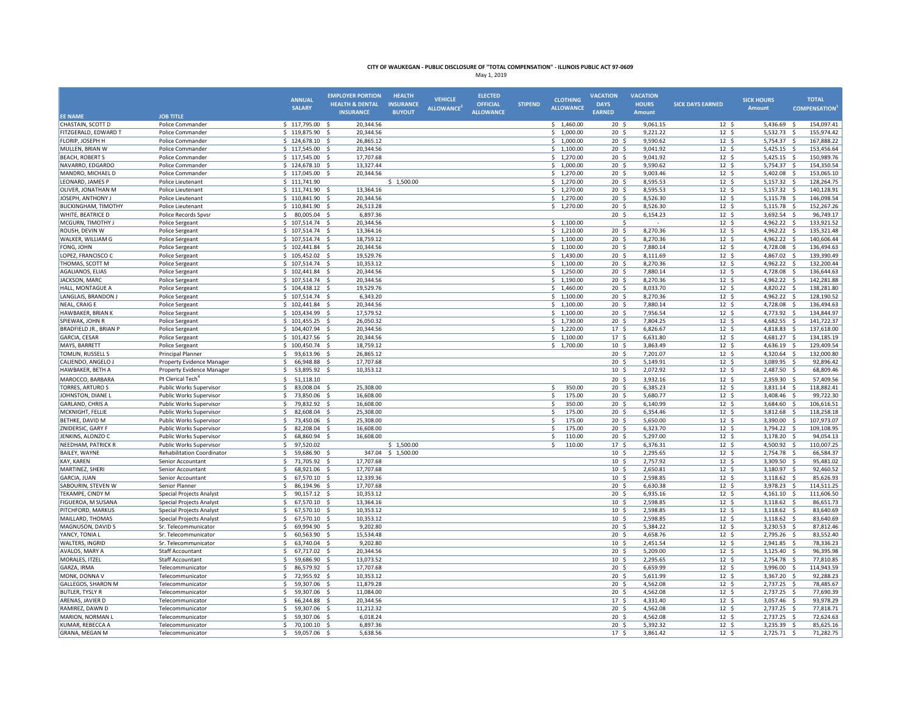**CITY OF WAUKEGAN - PUBLIC DISCLOSURE OF "TOTAL COMPENSATION" - ILLINOIS PUBLIC ACT 97-0609**

May 1, 2019

| EE NAME | JOB TITLE | ANNUAL SALARY | EMPLOYER PORTION HEALTH & DENTAL INSURANCE | HEALTH INSURANCE BUYOUT | VEHICLE ALLOWANCE[2] | ELECTED OFFICIAL ALLOWANCE | STIPEND | CLOTHING ALLOWANCE | VACATION DAYS EARNED | VACATION HOURS Amount | SICK DAYS EARNED | SICK HOURS Amount | TOTAL COMPENSATION[1] |
|---|---|---|---|---|---|---|---|---|---|---|---|---|---|
| CHASTAIN, SCOTT D | Police Commander | $ 117,795.00 | $ 20,344.56 | | | | | $ 1,460.00 | 20 | $ 9,061.15 | 12 | $ 5,436.69 | $ 154,097.41 |
| FITZGERALD, EDWARD T | Police Commander | $ 119,875.90 | $ 20,344.56 | | | | | $ 1,000.00 | 20 | $ 9,221.22 | 12 | $ 5,532.73 | $ 155,974.42 |
| FLORIP, JOSEPH H | Police Commander | $ 124,678.10 | $ 26,865.12 | | | | | $ 1,000.00 | 20 | $ 9,590.62 | 12 | $ 5,754.37 | $ 167,888.22 |
| MULLEN, BRIAN W | Police Commander | $ 117,545.00 | $ 20,344.56 | | | | | $ 1,100.00 | 20 | $ 9,041.92 | 12 | $ 5,425.15 | $ 153,456.64 |
| BEACH, ROBERT S | Police Commander | $ 117,545.00 | $ 17,707.68 | | | | | $ 1,270.00 | 20 | $ 9,041.92 | 12 | $ 5,425.15 | $ 150,989.76 |
| NAVARRO, EDGARDO | Police Commander | $ 124,678.10 | $ 13,327.44 | | | | | $ 1,000.00 | 20 | $ 9,590.62 | 12 | $ 5,754.37 | $ 154,350.54 |
| MANDRO, MICHAEL D | Police Commander | $ 117,045.00 | $ 20,344.56 | | | | | $ 1,270.00 | 20 | $ 9,003.46 | 12 | $ 5,402.08 | $ 153,065.10 |
| LEONARD, JAMES P | Police Lieutenant | $ 111,741.90 | | $ 1,500.00 | | | | $ 1,270.00 | 20 | $ 8,595.53 | 12 | $ 5,157.32 | $ 128,264.75 |
| OLIVER, JONATHAN M | Police Lieutenant | $ 111,741.90 | $ 13,364.16 | | | | | $ 1,270.00 | 20 | $ 8,595.53 | 12 | $ 5,157.32 | $ 140,128.91 |
| JOSEPH, ANTHONY J | Police Lieutenant | $ 110,841.90 | $ 20,344.56 | | | | | $ 1,270.00 | 20 | $ 8,526.30 | 12 | $ 5,115.78 | $ 146,098.54 |
| BUCKINGHAM, TIMOTHY | Police Lieutenant | $ 110,841.90 | $ 26,513.28 | | | | | $ 1,270.00 | 20 | $ 8,526.30 | 12 | $ 5,115.78 | $ 152,267.26 |
| WHITE, BEATRICE D | Police Records Spvsr | $ 80,005.04 | $ 6,897.36 | | | | | | 20 | $ 6,154.23 | 12 | $ 3,692.54 | $ 96,749.17 |
| MCGURN, TIMOTHY J | Police Sergeant | $ 107,514.74 | $ 20,344.56 | | | | | $ 1,100.00 | | $ - | 12 | $ 4,962.22 | $ 133,921.52 |
| ROUSH, DEVIN W | Police Sergeant | $ 107,514.74 | $ 13,364.16 | | | | | $ 1,210.00 | 20 | $ 8,270.36 | 12 | $ 4,962.22 | $ 135,321.48 |
| WALKER, WILLIAM G | Police Sergeant | $ 107,514.74 | $ 18,759.12 | | | | | $ 1,100.00 | 20 | $ 8,270.36 | 12 | $ 4,962.22 | $ 140,606.44 |
| FONG, JOHN | Police Sergeant | $ 102,441.84 | $ 20,344.56 | | | | | $ 1,100.00 | 20 | $ 7,880.14 | 12 | $ 4,728.08 | $ 136,494.63 |
| LOPEZ, FRANCISCO C | Police Sergeant | $ 105,452.02 | $ 19,529.76 | | | | | $ 1,430.00 | 20 | $ 8,111.69 | 12 | $ 4,867.02 | $ 139,390.49 |
| THOMAS, SCOTT M | Police Sergeant | $ 107,514.74 | $ 10,353.12 | | | | | $ 1,100.00 | 20 | $ 8,270.36 | 12 | $ 4,962.22 | $ 132,200.44 |
| AGALIANOS, ELIAS | Police Sergeant | $ 102,441.84 | $ 20,344.56 | | | | | $ 1,250.00 | 20 | $ 7,880.14 | 12 | $ 4,728.08 | $ 136,644.63 |
| JACKSON, MARC | Police Sergeant | $ 107,514.74 | $ 20,344.56 | | | | | $ 1,190.00 | 20 | $ 8,270.36 | 12 | $ 4,962.22 | $ 142,281.88 |
| HALL, MONTAGUE A | Police Sergeant | $ 104,438.12 | $ 19,529.76 | | | | | $ 1,460.00 | 20 | $ 8,033.70 | 12 | $ 4,820.22 | $ 138,281.80 |
| LANGLAIS, BRANDON J | Police Sergeant | $ 107,514.74 | $ 6,343.20 | | | | | $ 1,100.00 | 20 | $ 8,270.36 | 12 | $ 4,962.22 | $ 128,190.52 |
| NEAL, CRAIG E | Police Sergeant | $ 102,441.84 | $ 20,344.56 | | | | | $ 1,100.00 | 20 | $ 7,880.14 | 12 | $ 4,728.08 | $ 136,494.63 |
| HAWBAKER, BRIAN K | Police Sergeant | $ 103,434.99 | $ 17,579.52 | | | | | $ 1,100.00 | 20 | $ 7,956.54 | 12 | $ 4,773.92 | $ 134,844.97 |
| SPIEWAK, JOHN R | Police Sergeant | $ 101,455.25 | $ 26,050.32 | | | | | $ 1,730.00 | 20 | $ 7,804.25 | 12 | $ 4,682.55 | $ 141,722.37 |
| BRADFIELD JR., BRIAN P | Police Sergeant | $ 104,407.94 | $ 20,344.56 | | | | | $ 1,220.00 | 17 | $ 6,826.67 | 12 | $ 4,818.83 | $ 137,618.00 |
| GARCIA, CESAR | Police Sergeant | $ 101,427.56 | $ 20,344.56 | | | | | $ 1,100.00 | 17 | $ 6,631.80 | 12 | $ 4,681.27 | $ 134,185.19 |
| MAYS, BARRETT | Police Sergeant | $ 100,450.74 | $ 18,759.12 | | | | | $ 1,700.00 | 10 | $ 3,863.49 | 12 | $ 4,636.19 | $ 129,409.54 |
| TOMLIN, RUSSELL S | Principal Planner | $ 93,613.96 | $ 26,865.12 | | | | | | 20 | $ 7,201.07 | 12 | $ 4,320.64 | $ 132,000.80 |
| CALIENDO, ANGELO J | Property Evidence Manager | $ 66,948.88 | $ 17,707.68 | | | | | | 20 | $ 5,149.91 | 12 | $ 3,089.95 | $ 92,896.42 |
| HAWBAKER, BETH A | Property Evidence Manager | $ 53,895.92 | $ 10,353.12 | | | | | | 10 | $ 2,072.92 | 12 | $ 2,487.50 | $ 68,809.46 |
| MAROCCO, BARBARA | Pt Clerical Tech[4] | $ 51,118.10 | | | | | | | 20 | $ 3,932.16 | 12 | $ 2,359.30 | $ 57,409.56 |
| TORRES, ARTURO S | Public Works Supervisor | $ 83,008.04 | $ 25,308.00 | | | | | $ 350.00 | 20 | $ 6,385.23 | 12 | $ 3,831.14 | $ 118,882.41 |
| JOHNSTON, DIANE L | Public Works Supervisor | $ 73,850.06 | $ 16,608.00 | | | | | $ 175.00 | 20 | $ 5,680.77 | 12 | $ 3,408.46 | $ 99,722.30 |
| GARLAND, CHRIS A | Public Works Supervisor | $ 79,832.92 | $ 16,608.00 | | | | | $ 350.00 | 20 | $ 6,140.99 | 12 | $ 3,684.60 | $ 106,616.51 |
| MCKNIGHT, FELLIE | Public Works Supervisor | $ 82,608.04 | $ 25,308.00 | | | | | $ 175.00 | 20 | $ 6,354.46 | 12 | $ 3,812.68 | $ 118,258.18 |
| BETHKE, DAVID M | Public Works Supervisor | $ 73,450.06 | $ 25,308.00 | | | | | $ 175.00 | 20 | $ 5,650.00 | 12 | $ 3,390.00 | $ 107,973.07 |
| ZNIDERSIC, GARY F | Public Works Supervisor | $ 82,208.04 | $ 16,608.00 | | | | | $ 175.00 | 20 | $ 6,323.70 | 12 | $ 3,794.22 | $ 109,108.95 |
| JENKINS, ALONZO C | Public Works Supervisor | $ 68,860.94 | $ 16,608.00 | | | | | $ 110.00 | 20 | $ 5,297.00 | 12 | $ 3,178.20 | $ 94,054.13 |
| NEEDHAM, PATRICK R | Public Works Supervisor | $ 97,520.02 | | $ 1,500.00 | | | | $ 110.00 | 17 | $ 6,376.31 | 12 | $ 4,500.92 | $ 110,007.25 |
| BAILEY, WAYNE | Rehabilitation Coordinator | $ 59,686.90 | $ 347.04 | $ 1,500.00 | | | | | 10 | $ 2,295.65 | 12 | $ 2,754.78 | $ 66,584.37 |
| KAY, KAREN | Senior Accountant | $ 71,705.92 | $ 17,707.68 | | | | | | 10 | $ 2,757.92 | 12 | $ 3,309.50 | $ 95,481.02 |
| MARTINEZ, SHERI | Senior Accountant | $ 68,921.06 | $ 17,707.68 | | | | | | 10 | $ 2,650.81 | 12 | $ 3,180.97 | $ 92,460.52 |
| GARCIA, JUAN | Senior Accountant | $ 67,570.10 | $ 12,339.36 | | | | | | 10 | $ 2,598.85 | 12 | $ 3,118.62 | $ 85,626.93 |
| SABOURIN, STEVEN W | Senior Planner | $ 86,194.96 | $ 17,707.68 | | | | | | 20 | $ 6,630.38 | 12 | $ 3,978.23 | $ 114,511.25 |
| TEKAMPE, CINDY M | Special Projects Analyst | $ 90,157.12 | $ 10,353.12 | | | | | | 20 | $ 6,935.16 | 12 | $ 4,161.10 | $ 111,606.50 |
| FIGUEROA, M SUSANA | Special Projects Analyst | $ 67,570.10 | $ 13,364.16 | | | | | | 10 | $ 2,598.85 | 12 | $ 3,118.62 | $ 86,651.73 |
| PITCHFORD, MARKUS | Special Projects Analyst | $ 67,570.10 | $ 10,353.12 | | | | | | 10 | $ 2,598.85 | 12 | $ 3,118.62 | $ 83,640.69 |
| MAILLARD, THOMAS | Special Projects Analyst | $ 67,570.10 | $ 10,353.12 | | | | | | 10 | $ 2,598.85 | 12 | $ 3,118.62 | $ 83,640.69 |
| MAGNUSON, DAVID S | Sr. Telecommunicator | $ 69,994.90 | $ 9,202.80 | | | | | | 20 | $ 5,384.22 | 12 | $ 3,230.53 | $ 87,812.46 |
| YANCY, TONIA L | Sr. Telecommunicator | $ 60,563.90 | $ 15,534.48 | | | | | | 20 | $ 4,658.76 | 12 | $ 2,795.26 | $ 83,552.40 |
| WALTERS, INGRID | Sr. Telecommunicator | $ 63,740.04 | $ 9,202.80 | | | | | | 10 | $ 2,451.54 | 12 | $ 2,941.85 | $ 78,336.23 |
| AVALOS, MARY A | Staff Accountant | $ 67,717.02 | $ 20,344.56 | | | | | | 20 | $ 5,209.00 | 12 | $ 3,125.40 | $ 96,395.98 |
| MORALES, ITZEL | Staff Accountant | $ 59,686.90 | $ 13,073.52 | | | | | | 10 | $ 2,295.65 | 12 | $ 2,754.78 | $ 77,810.85 |
| GARZA, IRMA | Telecommunicator | $ 86,579.92 | $ 17,707.68 | | | | | | 20 | $ 6,659.99 | 12 | $ 3,996.00 | $ 114,943.59 |
| MONK, DONNA V | Telecommunicator | $ 72,955.92 | $ 10,353.12 | | | | | | 20 | $ 5,611.99 | 12 | $ 3,367.20 | $ 92,288.23 |
| GALLEGOS, SHARON M | Telecommunicator | $ 59,307.06 | $ 11,879.28 | | | | | | 20 | $ 4,562.08 | 12 | $ 2,737.25 | $ 78,485.67 |
| BUTLER, TYSLY R | Telecommunicator | $ 59,307.06 | $ 11,084.00 | | | | | | 20 | $ 4,562.08 | 12 | $ 2,737.25 | $ 77,690.39 |
| ARENAS, JAVIER D | Telecommunicator | $ 66,244.88 | $ 20,344.56 | | | | | | 17 | $ 4,331.40 | 12 | $ 3,057.46 | $ 93,978.29 |
| RAMIREZ, DAWN D | Telecommunicator | $ 59,307.06 | $ 11,212.32 | | | | | | 20 | $ 4,562.08 | 12 | $ 2,737.25 | $ 77,818.71 |
| MARION, NORMAN L | Telecommunicator | $ 59,307.06 | $ 6,018.24 | | | | | | 20 | $ 4,562.08 | 12 | $ 2,737.25 | $ 72,624.63 |
| KUMAR, REBECCA A | Telecommunicator | $ 70,100.10 | $ 6,897.36 | | | | | | 20 | $ 5,392.32 | 12 | $ 3,235.39 | $ 85,625.16 |
| GRANA, MEGAN M | Telecommunicator | $ 59,057.06 | $ 5,638.56 | | | | | | 17 | $ 3,861.42 | 12 | $ 2,725.71 | $ 71,282.75 |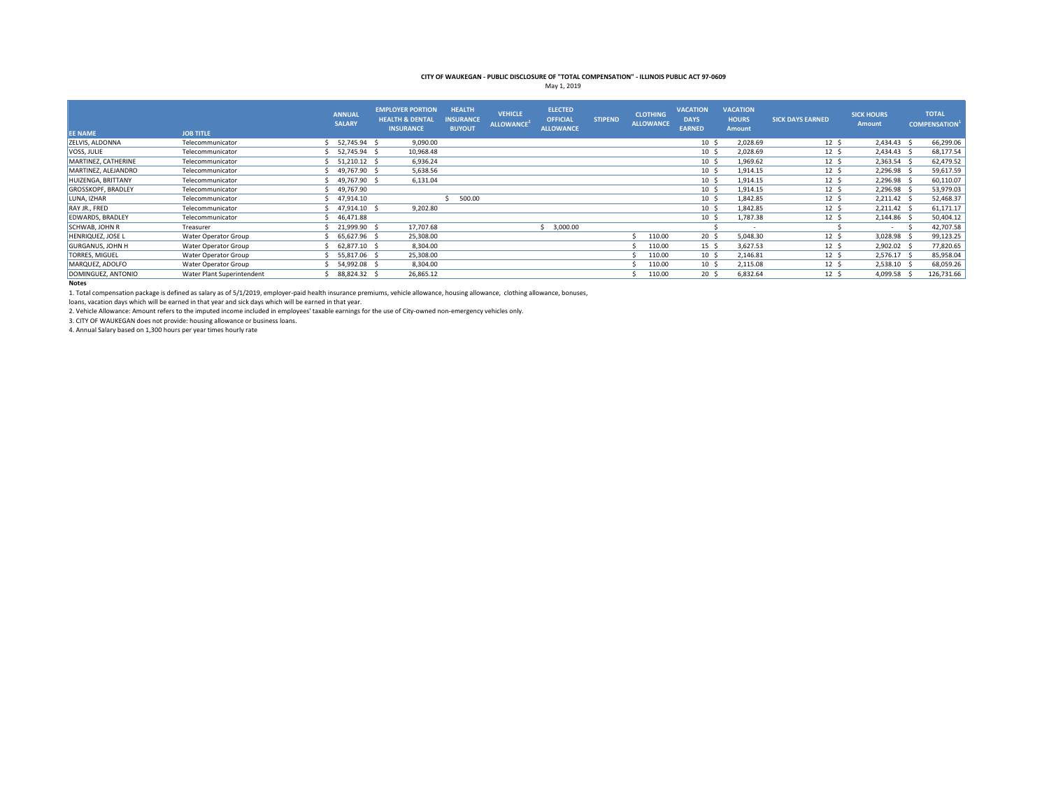**CITY OF WAUKEGAN - PUBLIC DISCLOSURE OF "TOTAL COMPENSATION" - ILLINOIS PUBLIC ACT 97-0609**

May 1, 2019

| EE NAME | JOB TITLE | ANNUAL SALARY | EMPLOYER PORTION HEALTH & DENTAL INSURANCE | HEALTH INSURANCE BUYOUT | VEHICLE ALLOWANCE[2] | ELECTED OFFICIAL ALLOWANCE | STIPEND | CLOTHING ALLOWANCE | VACATION DAYS EARNED | VACATION HOURS Amount | SICK DAYS EARNED | SICK HOURS Amount | TOTAL COMPENSATION[1] |
|---|---|---|---|---|---|---|---|---|---|---|---|---|---|
| ZELVIS, ALDONNA | Telecommunicator | $ 52,745.94 | $ 9,090.00 | | | | | | 10 | $ 2,028.69 | 12 | $ 2,434.43 | $ 66,299.06 |
| VOSS, JULIE | Telecommunicator | $ 52,745.94 | $ 10,968.48 | | | | | | 10 | $ 2,028.69 | 12 | $ 2,434.43 | $ 68,177.54 |
| MARTINEZ, CATHERINE | Telecommunicator | $ 51,210.12 | $ 6,936.24 | | | | | | 10 | $ 1,969.62 | 12 | $ 2,363.54 | $ 62,479.52 |
| MARTINEZ, ALEJANDRO | Telecommunicator | $ 49,767.90 | $ 5,638.56 | | | | | | 10 | $ 1,914.15 | 12 | $ 2,296.98 | $ 59,617.59 |
| HUIZENGA, BRITTANY | Telecommunicator | $ 49,767.90 | $ 6,131.04 | | | | | | 10 | $ 1,914.15 | 12 | $ 2,296.98 | $ 60,110.07 |
| GROSSKOPF, BRADLEY | Telecommunicator | $ 49,767.90 | | | | | | | 10 | $ 1,914.15 | 12 | $ 2,296.98 | $ 53,979.03 |
| LUNA, IZHAR | Telecommunicator | $ 47,914.10 | | $ 500.00 | | | | | 10 | $ 1,842.85 | 12 | $ 2,211.42 | $ 52,468.37 |
| RAY JR., FRED | Telecommunicator | $ 47,914.10 | $ 9,202.80 | | | | | | 10 | $ 1,842.85 | 12 | $ 2,211.42 | $ 61,171.17 |
| EDWARDS, BRADLEY | Telecommunicator | $ 46,471.88 | | | | | | | 10 | $ 1,787.38 | 12 | $ 2,144.86 | $ 50,404.12 |
| SCHWAB, JOHN R | Treasurer | $ 21,999.90 | $ 17,707.68 | | | $ 3,000.00 | | | | $ - | | $ - | $ 42,707.58 |
| HENRIQUEZ, JOSE L | Water Operator Group | $ 65,627.96 | $ 25,308.00 | | | | | $ 110.00 | 20 | $ 5,048.30 | 12 | $ 3,028.98 | $ 99,123.25 |
| GURGANUS, JOHN H | Water Operator Group | $ 62,877.10 | $ 8,304.00 | | | | | $ 110.00 | 15 | $ 3,627.53 | 12 | $ 2,902.02 | $ 77,820.65 |
| TORRES, MIGUEL | Water Operator Group | $ 55,817.06 | $ 25,308.00 | | | | | $ 110.00 | 10 | $ 2,146.81 | 12 | $ 2,576.17 | $ 85,958.04 |
| MARQUEZ, ADOLFO | Water Operator Group | $ 54,992.08 | $ 8,304.00 | | | | | $ 110.00 | 10 | $ 2,115.08 | 12 | $ 2,538.10 | $ 68,059.26 |
| DOMINGUEZ, ANTONIO | Water Plant Superintendent | $ 88,824.32 | $ 26,865.12 | | | | | $ 110.00 | 20 | $ 6,832.64 | 12 | $ 4,099.58 | $ 126,731.66 |

**Notes**

1. Total compensation package is defined as salary as of 5/1/2019, employer-paid health insurance premiums, vehicle allowance, housing allowance, clothing allowance, bonuses, loans, vacation days which will be earned in that year and sick days which will be earned in that year.
2. Vehicle Allowance: Amount refers to the imputed income included in employees' taxable earnings for the use of City-owned non-emergency vehicles only.
3. CITY OF WAUKEGAN does not provide: housing allowance or business loans.
4. Annual Salary based on 1,300 hours per year times hourly rate